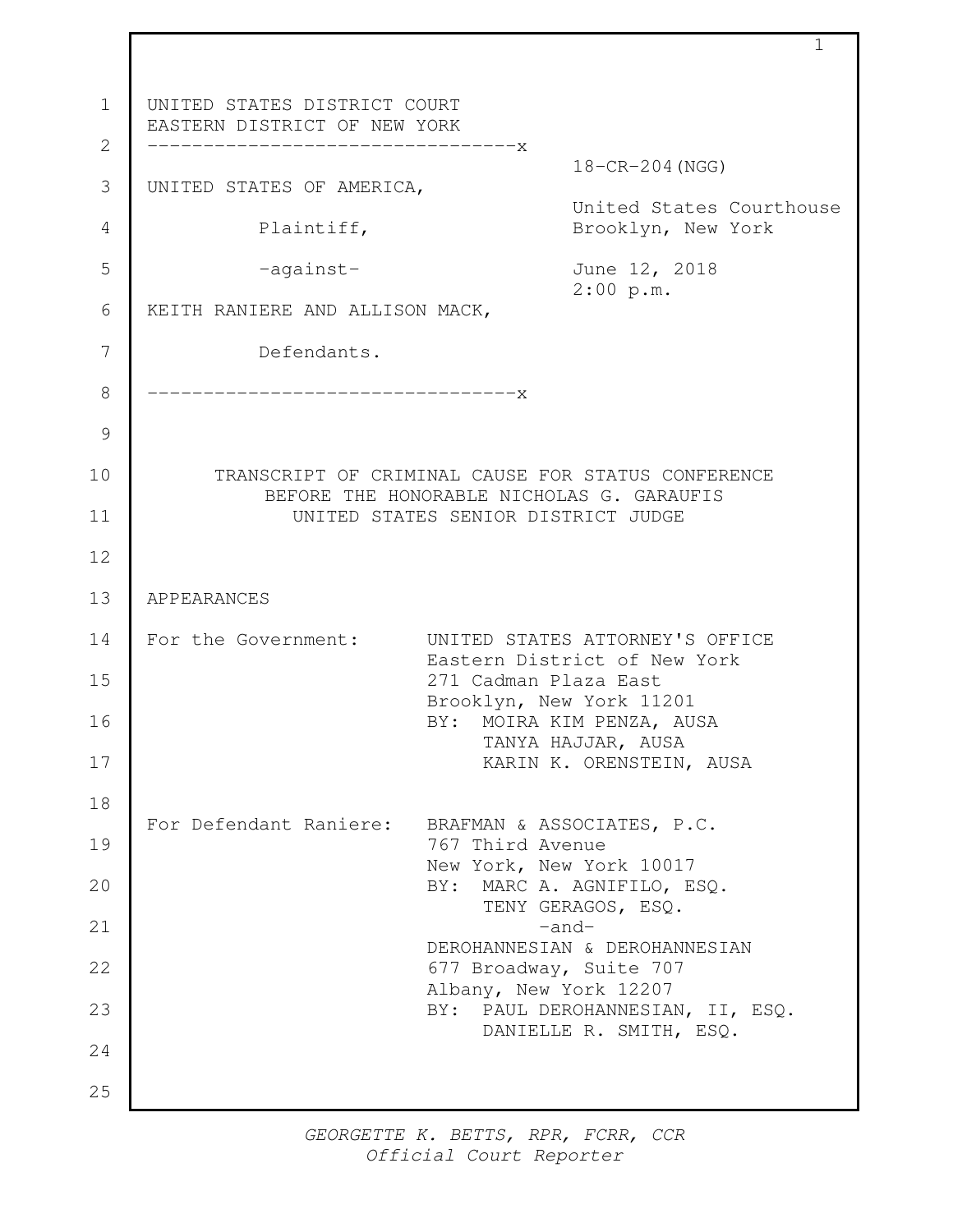UNITED STATES DISTRICT COURT
EASTERN DISTRICT OF NEW YORK

---------------------------------x

18-CR-204(NGG)

UNITED STATES OF AMERICA,

Plaintiff,

-against-

KEITH RANIERE AND ALLISON MACK,

Defendants.

---------------------------------x

United States Courthouse
Brooklyn, New York

June 12, 2018
2:00 p.m.

TRANSCRIPT OF CRIMINAL CAUSE FOR STATUS CONFERENCE
BEFORE THE HONORABLE NICHOLAS G. GARAUFIS
UNITED STATES SENIOR DISTRICT JUDGE

APPEARANCES

For the Government:

UNITED STATES ATTORNEY'S OFFICE
Eastern District of New York
271 Cadman Plaza East
Brooklyn, New York 11201
BY: MOIRA KIM PENZA, AUSA
TANYA HAJJAR, AUSA
KARIN K. ORENSTEIN, AUSA

For Defendant Raniere:

BRAFMAN & ASSOCIATES, P.C.
767 Third Avenue
New York, New York 10017
BY: MARC A. AGNIFILO, ESQ.
TENY GERAGOS, ESQ.

-and-

DEROHANNESIAN & DEROHANNESIAN
677 Broadway, Suite 707
Albany, New York 12207
BY: PAUL DEROHANNESIAN, II, ESQ.
DANIELLE R. SMITH, ESQ.

GEORGETTE K. BETTS, RPR, FCRR, CCR
Official Court Reporter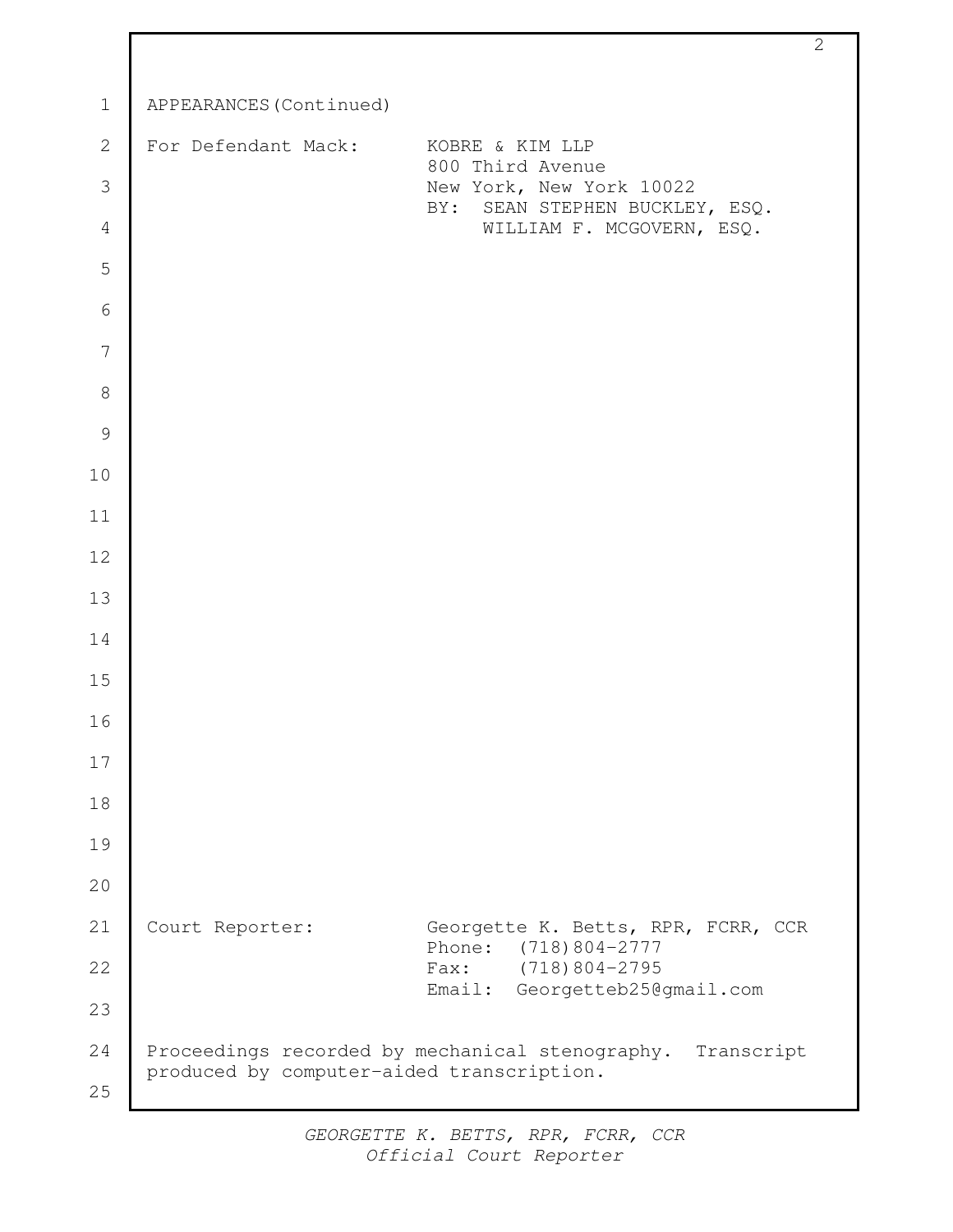APPEARANCES (Continued)

For Defendant Mack: KOBRE & KIM LLP
800 Third Avenue
New York, New York 10022
BY: SEAN STEPHEN BUCKLEY, ESQ.
WILLIAM F. MCGOVERN, ESQ.

Court Reporter: Georgette K. Betts, RPR, FCRR, CCR
Phone: (718)804-2777
Fax: (718)804-2795
Email: Georgetteb25@gmail.com

Proceedings recorded by mechanical stenography. Transcript produced by computer-aided transcription.

GEORGETTE K. BETTS, RPR, FCRR, CCR
*Official Court Reporter*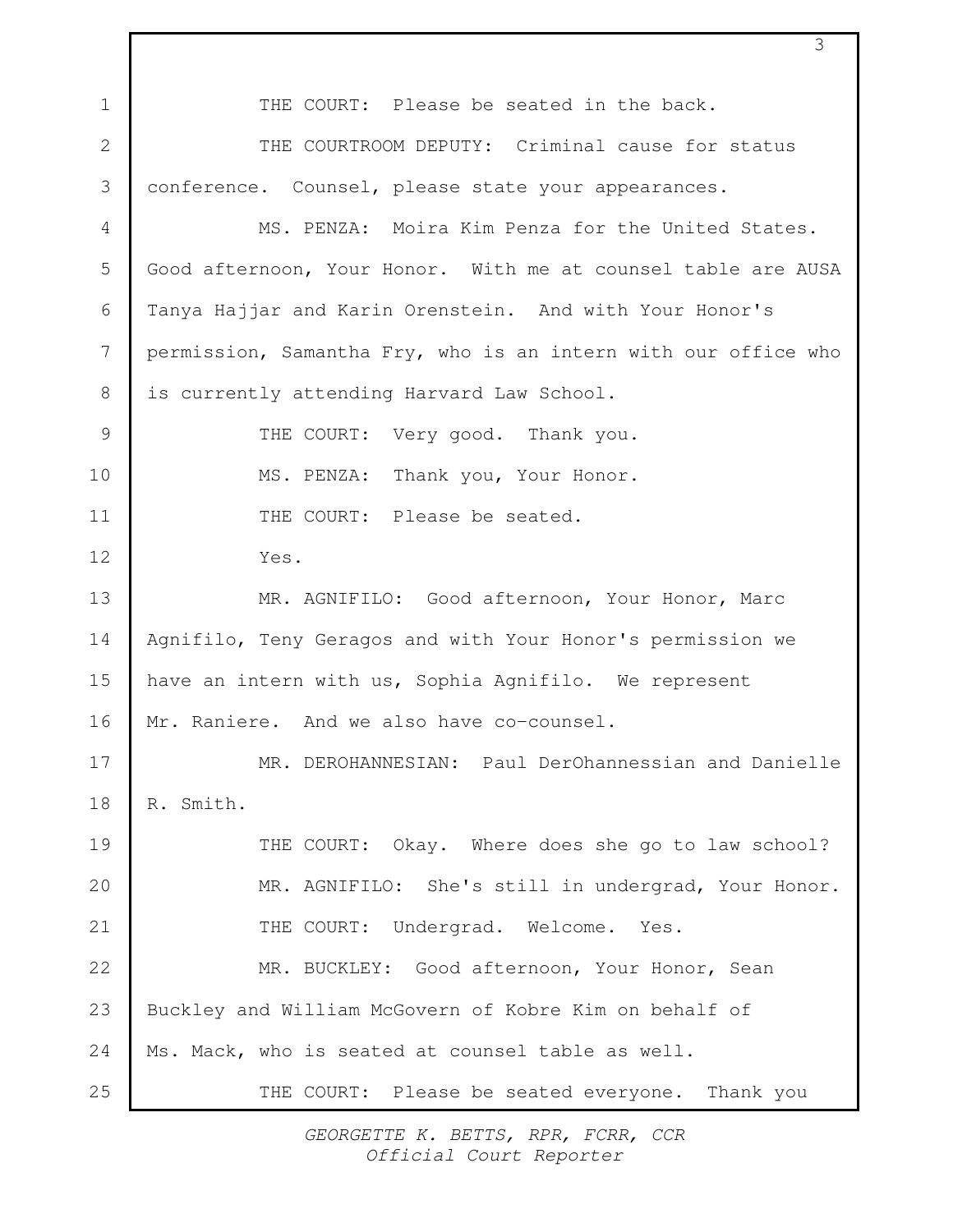THE COURT: Please be seated in the back.

THE COURTROOM DEPUTY: Criminal cause for status conference. Counsel, please state your appearances.

MS. PENZA: Moira Kim Penza for the United States. Good afternoon, Your Honor. With me at counsel table are AUSA Tanya Hajjar and Karin Orenstein. And with Your Honor's permission, Samantha Fry, who is an intern with our office who is currently attending Harvard Law School.

THE COURT: Very good. Thank you.

MS. PENZA: Thank you, Your Honor.

THE COURT: Please be seated.

Yes.

MR. AGNIFILO: Good afternoon, Your Honor, Marc Agnifilo, Teny Geragos and with Your Honor's permission we have an intern with us, Sophia Agnifilo. We represent Mr. Raniere. And we also have co-counsel.

MR. DEROHANNESIAN: Paul DerOhannessian and Danielle R. Smith.

THE COURT: Okay. Where does she go to law school?

MR. AGNIFILO: She's still in undergrad, Your Honor.

THE COURT: Undergrad. Welcome. Yes.

MR. BUCKLEY: Good afternoon, Your Honor, Sean Buckley and William McGovern of Kobre Kim on behalf of Ms. Mack, who is seated at counsel table as well.

THE COURT: Please be seated everyone. Thank you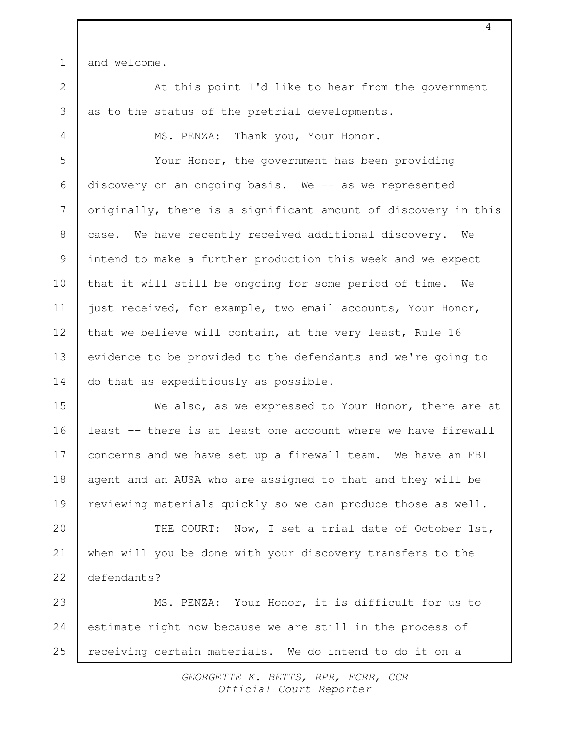and welcome.

At this point I'd like to hear from the government as to the status of the pretrial developments.

MS. PENZA: Thank you, Your Honor.

Your Honor, the government has been providing discovery on an ongoing basis. We -- as we represented originally, there is a significant amount of discovery in this case. We have recently received additional discovery. We intend to make a further production this week and we expect that it will still be ongoing for some period of time. We just received, for example, two email accounts, Your Honor, that we believe will contain, at the very least, Rule 16 evidence to be provided to the defendants and we're going to do that as expeditiously as possible.

We also, as we expressed to Your Honor, there are at least -- there is at least one account where we have firewall concerns and we have set up a firewall team. We have an FBI agent and an AUSA who are assigned to that and they will be reviewing materials quickly so we can produce those as well.

THE COURT: Now, I set a trial date of October 1st, when will you be done with your discovery transfers to the defendants?

MS. PENZA: Your Honor, it is difficult for us to estimate right now because we are still in the process of receiving certain materials. We do intend to do it on a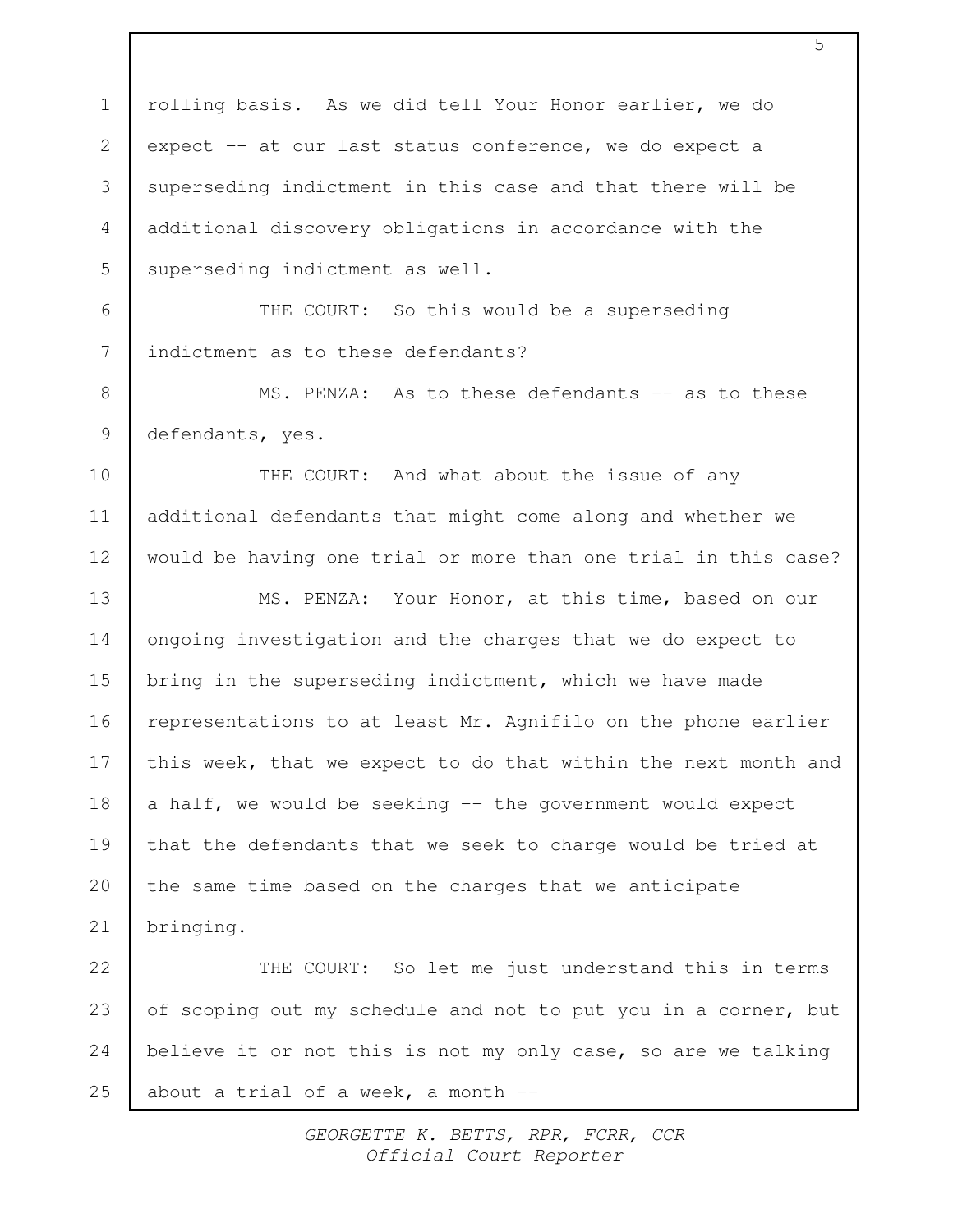rolling basis. As we did tell Your Honor earlier, we do expect -- at our last status conference, we do expect a superseding indictment in this case and that there will be additional discovery obligations in accordance with the superseding indictment as well.

THE COURT: So this would be a superseding indictment as to these defendants?

MS. PENZA: As to these defendants -- as to these defendants, yes.

THE COURT: And what about the issue of any additional defendants that might come along and whether we would be having one trial or more than one trial in this case?

MS. PENZA: Your Honor, at this time, based on our ongoing investigation and the charges that we do expect to bring in the superseding indictment, which we have made representations to at least Mr. Agnifilo on the phone earlier this week, that we expect to do that within the next month and a half, we would be seeking -- the government would expect that the defendants that we seek to charge would be tried at the same time based on the charges that we anticipate bringing.

THE COURT: So let me just understand this in terms of scoping out my schedule and not to put you in a corner, but believe it or not this is not my only case, so are we talking about a trial of a week, a month --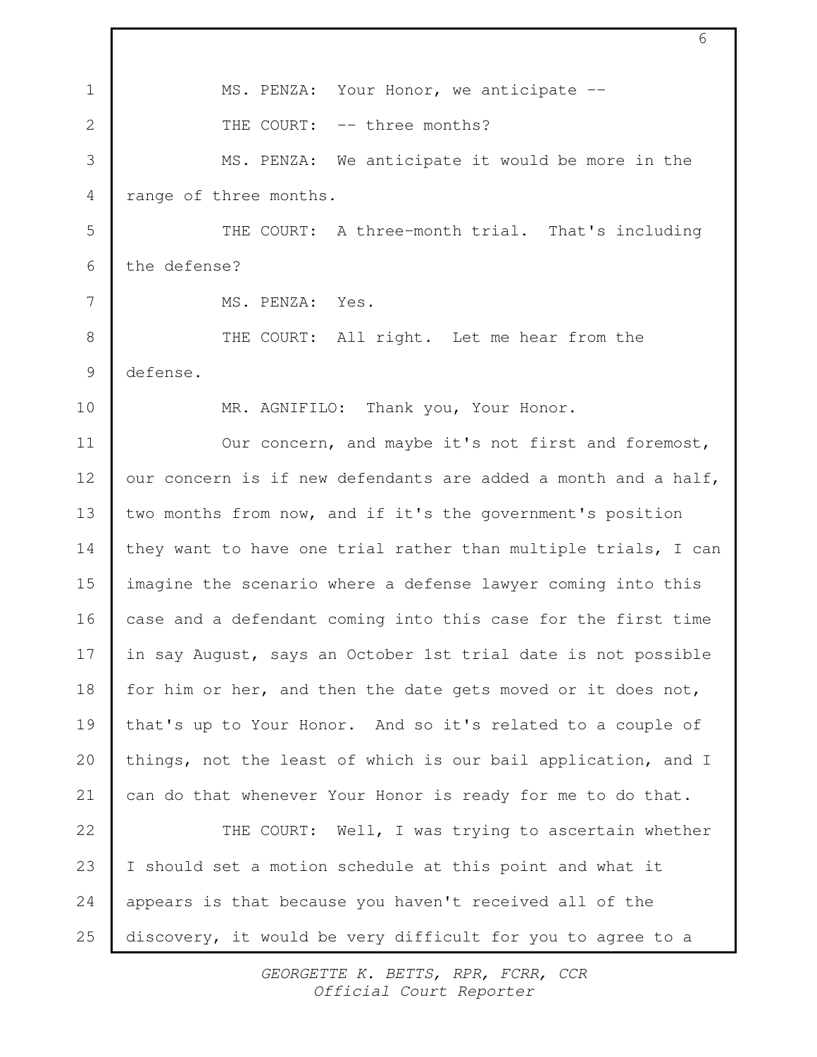MS. PENZA: Your Honor, we anticipate --

THE COURT: -- three months?

MS. PENZA: We anticipate it would be more in the range of three months.

THE COURT: A three-month trial. That's including the defense?

MS. PENZA: Yes.

THE COURT: All right. Let me hear from the defense.

MR. AGNIFILO: Thank you, Your Honor.

Our concern, and maybe it's not first and foremost, our concern is if new defendants are added a month and a half, two months from now, and if it's the government's position they want to have one trial rather than multiple trials, I can imagine the scenario where a defense lawyer coming into this case and a defendant coming into this case for the first time in say August, says an October 1st trial date is not possible for him or her, and then the date gets moved or it does not, that's up to Your Honor. And so it's related to a couple of things, not the least of which is our bail application, and I can do that whenever Your Honor is ready for me to do that.

THE COURT: Well, I was trying to ascertain whether I should set a motion schedule at this point and what it appears is that because you haven't received all of the discovery, it would be very difficult for you to agree to a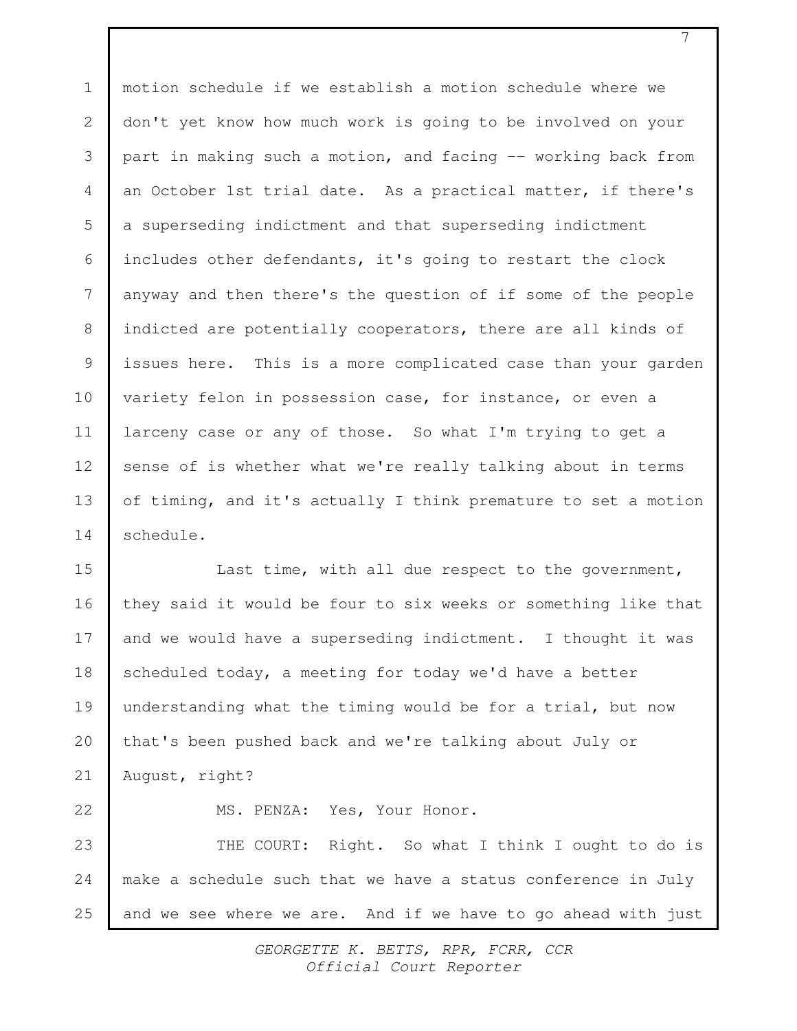motion schedule if we establish a motion schedule where we don't yet know how much work is going to be involved on your part in making such a motion, and facing -- working back from an October 1st trial date. As a practical matter, if there's a superseding indictment and that superseding indictment includes other defendants, it's going to restart the clock anyway and then there's the question of if some of the people indicted are potentially cooperators, there are all kinds of issues here. This is a more complicated case than your garden variety felon in possession case, for instance, or even a larceny case or any of those. So what I'm trying to get a sense of is whether what we're really talking about in terms of timing, and it's actually I think premature to set a motion schedule.

Last time, with all due respect to the government, they said it would be four to six weeks or something like that and we would have a superseding indictment. I thought it was scheduled today, a meeting for today we'd have a better understanding what the timing would be for a trial, but now that's been pushed back and we're talking about July or August, right?

MS. PENZA: Yes, Your Honor.

THE COURT: Right. So what I think I ought to do is make a schedule such that we have a status conference in July and we see where we are. And if we have to go ahead with just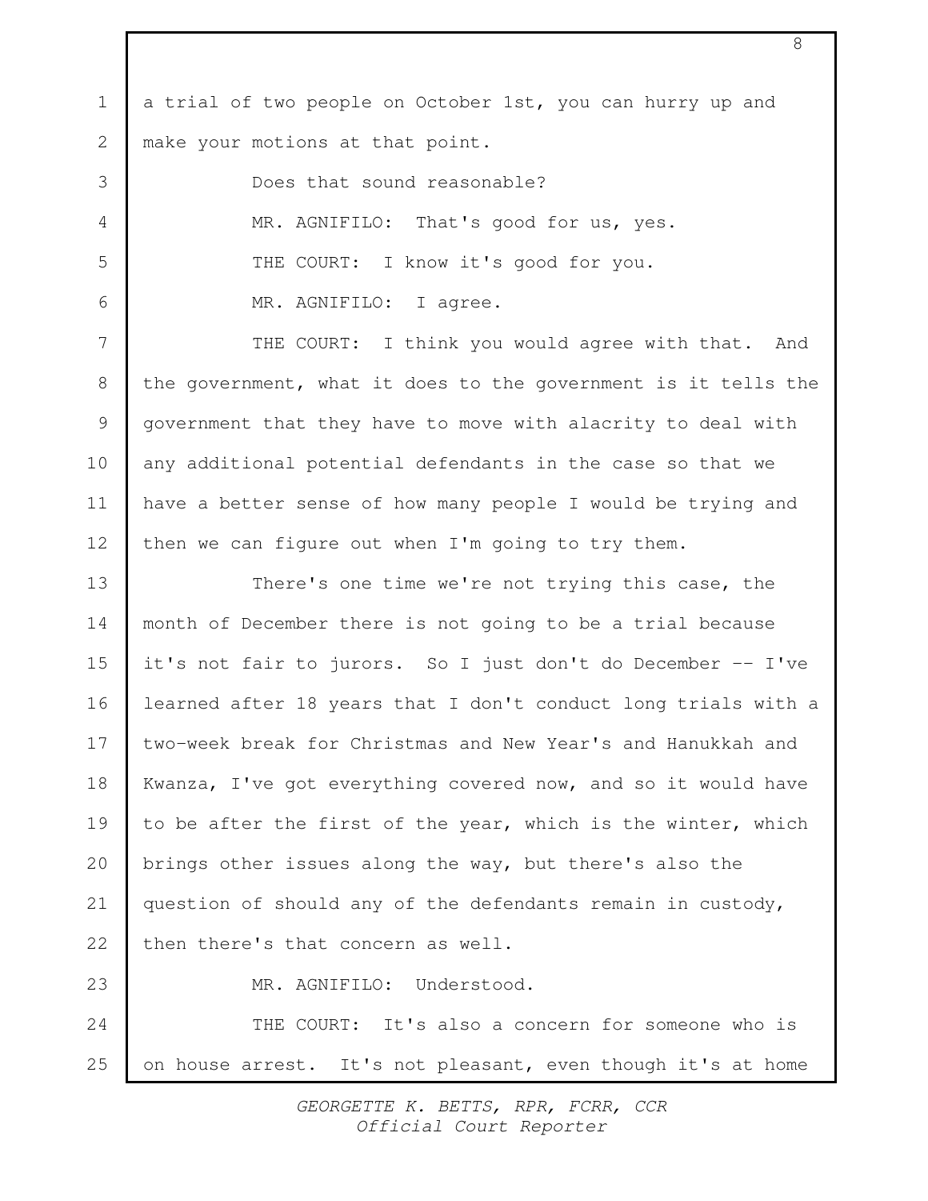a trial of two people on October 1st, you can hurry up and make your motions at that point.

Does that sound reasonable?

MR. AGNIFILO: That's good for us, yes.

THE COURT: I know it's good for you.

MR. AGNIFILO: I agree.

THE COURT: I think you would agree with that. And the government, what it does to the government is it tells the government that they have to move with alacrity to deal with any additional potential defendants in the case so that we have a better sense of how many people I would be trying and then we can figure out when I'm going to try them.

There's one time we're not trying this case, the month of December there is not going to be a trial because it's not fair to jurors. So I just don't do December -- I've learned after 18 years that I don't conduct long trials with a two-week break for Christmas and New Year's and Hanukkah and Kwanza, I've got everything covered now, and so it would have to be after the first of the year, which is the winter, which brings other issues along the way, but there's also the question of should any of the defendants remain in custody, then there's that concern as well.

MR. AGNIFILO: Understood.

THE COURT: It's also a concern for someone who is on house arrest. It's not pleasant, even though it's at home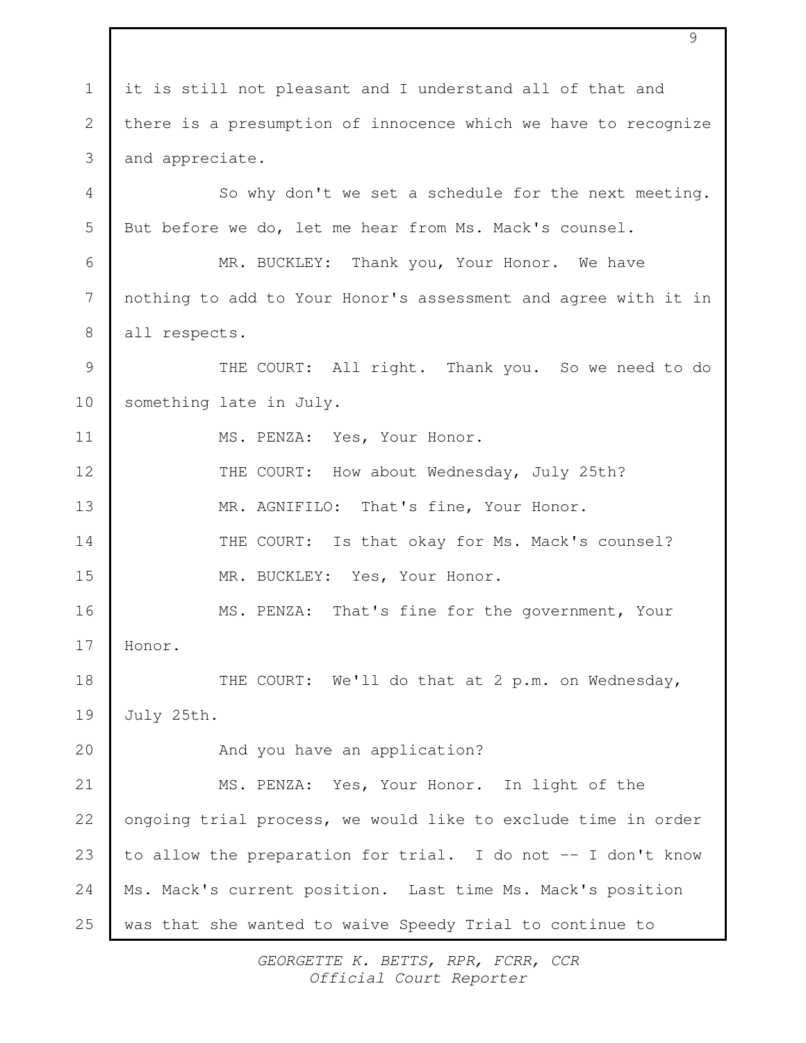it is still not pleasant and I understand all of that and there is a presumption of innocence which we have to recognize and appreciate.

So why don't we set a schedule for the next meeting. But before we do, let me hear from Ms. Mack's counsel.

MR. BUCKLEY: Thank you, Your Honor. We have nothing to add to Your Honor's assessment and agree with it in all respects.

THE COURT: All right. Thank you. So we need to do something late in July.

MS. PENZA: Yes, Your Honor.

THE COURT: How about Wednesday, July 25th?

MR. AGNIFILO: That's fine, Your Honor.

THE COURT: Is that okay for Ms. Mack's counsel?

MR. BUCKLEY: Yes, Your Honor.

MS. PENZA: That's fine for the government, Your Honor.

THE COURT: We'll do that at 2 p.m. on Wednesday, July 25th.

And you have an application?

MS. PENZA: Yes, Your Honor. In light of the ongoing trial process, we would like to exclude time in order to allow the preparation for trial. I do not -- I don't know Ms. Mack's current position. Last time Ms. Mack's position was that she wanted to waive Speedy Trial to continue to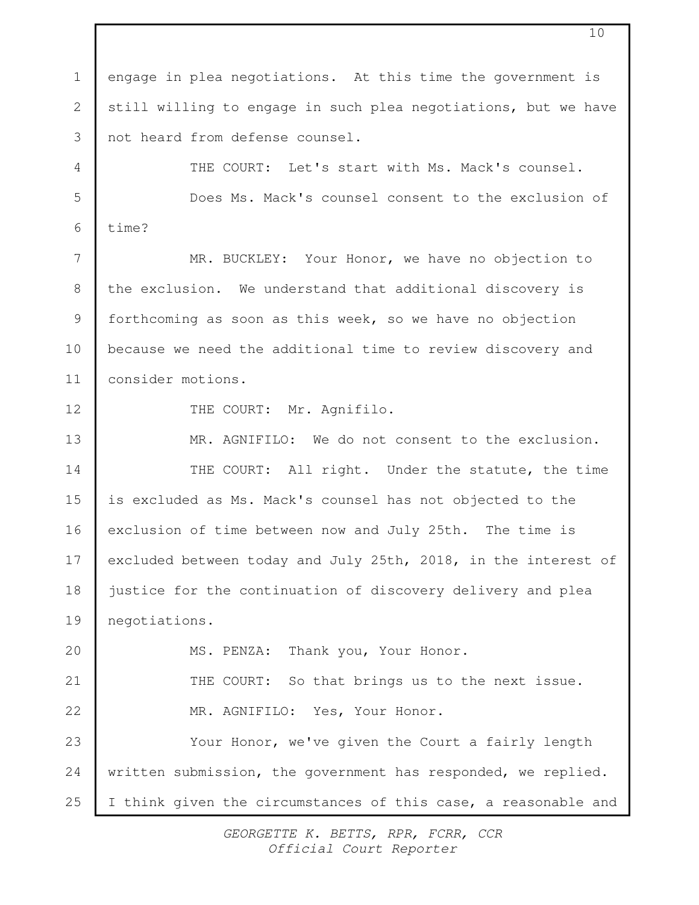engage in plea negotiations. At this time the government is still willing to engage in such plea negotiations, but we have not heard from defense counsel.

THE COURT: Let's start with Ms. Mack's counsel.

Does Ms. Mack's counsel consent to the exclusion of time?

MR. BUCKLEY: Your Honor, we have no objection to the exclusion. We understand that additional discovery is forthcoming as soon as this week, so we have no objection because we need the additional time to review discovery and consider motions.

THE COURT: Mr. Agnifilo.

MR. AGNIFILO: We do not consent to the exclusion.

THE COURT: All right. Under the statute, the time is excluded as Ms. Mack's counsel has not objected to the exclusion of time between now and July 25th. The time is excluded between today and July 25th, 2018, in the interest of justice for the continuation of discovery delivery and plea negotiations.

MS. PENZA: Thank you, Your Honor.

THE COURT: So that brings us to the next issue.

MR. AGNIFILO: Yes, Your Honor.

Your Honor, we've given the Court a fairly length written submission, the government has responded, we replied. I think given the circumstances of this case, a reasonable and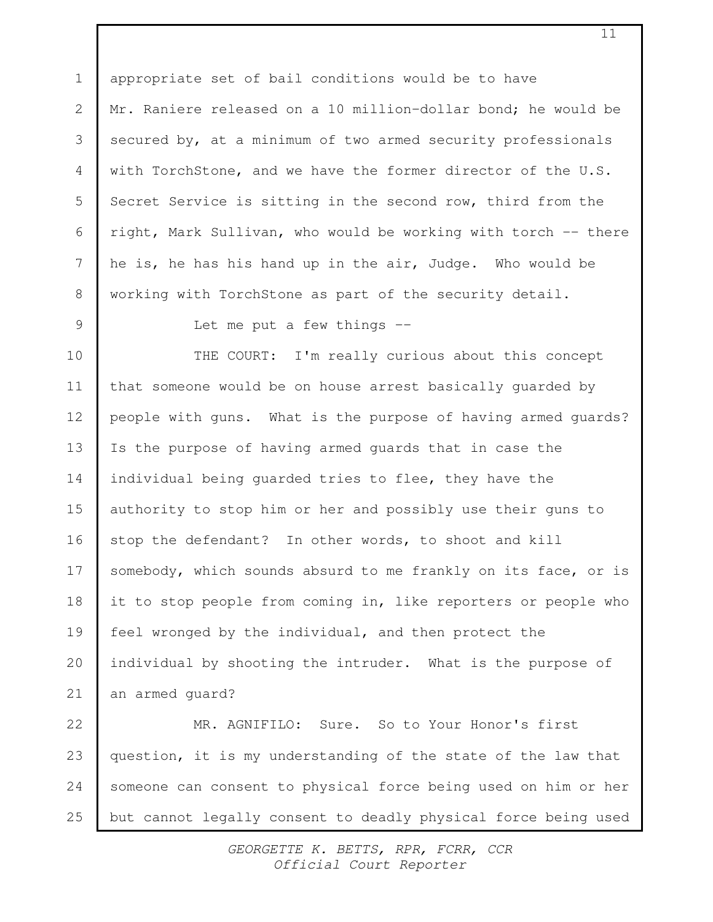appropriate set of bail conditions would be to have Mr. Raniere released on a 10 million-dollar bond; he would be secured by, at a minimum of two armed security professionals with TorchStone, and we have the former director of the U.S. Secret Service is sitting in the second row, third from the right, Mark Sullivan, who would be working with torch -- there he is, he has his hand up in the air, Judge. Who would be working with TorchStone as part of the security detail.

Let me put a few things --

THE COURT: I'm really curious about this concept that someone would be on house arrest basically guarded by people with guns. What is the purpose of having armed guards? Is the purpose of having armed guards that in case the individual being guarded tries to flee, they have the authority to stop him or her and possibly use their guns to stop the defendant? In other words, to shoot and kill somebody, which sounds absurd to me frankly on its face, or is it to stop people from coming in, like reporters or people who feel wronged by the individual, and then protect the individual by shooting the intruder. What is the purpose of an armed guard?

MR. AGNIFILO: Sure. So to Your Honor's first question, it is my understanding of the state of the law that someone can consent to physical force being used on him or her but cannot legally consent to deadly physical force being used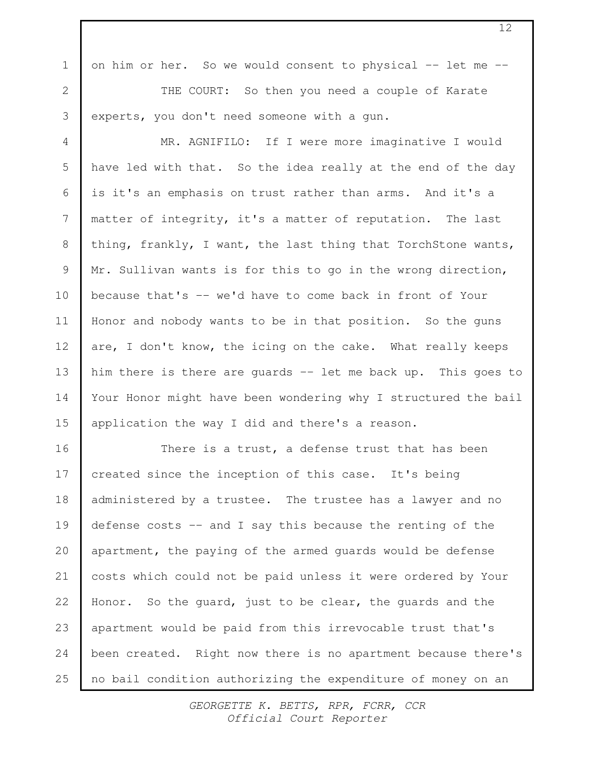on him or her. So we would consent to physical -- let me --

THE COURT: So then you need a couple of Karate experts, you don't need someone with a gun.

MR. AGNIFILO: If I were more imaginative I would have led with that. So the idea really at the end of the day is it's an emphasis on trust rather than arms. And it's a matter of integrity, it's a matter of reputation. The last thing, frankly, I want, the last thing that TorchStone wants, Mr. Sullivan wants is for this to go in the wrong direction, because that's -- we'd have to come back in front of Your Honor and nobody wants to be in that position. So the guns are, I don't know, the icing on the cake. What really keeps him there is there are guards -- let me back up. This goes to Your Honor might have been wondering why I structured the bail application the way I did and there's a reason.

There is a trust, a defense trust that has been created since the inception of this case. It's being administered by a trustee. The trustee has a lawyer and no defense costs -- and I say this because the renting of the apartment, the paying of the armed guards would be defense costs which could not be paid unless it were ordered by Your Honor. So the guard, just to be clear, the guards and the apartment would be paid from this irrevocable trust that's been created. Right now there is no apartment because there's no bail condition authorizing the expenditure of money on an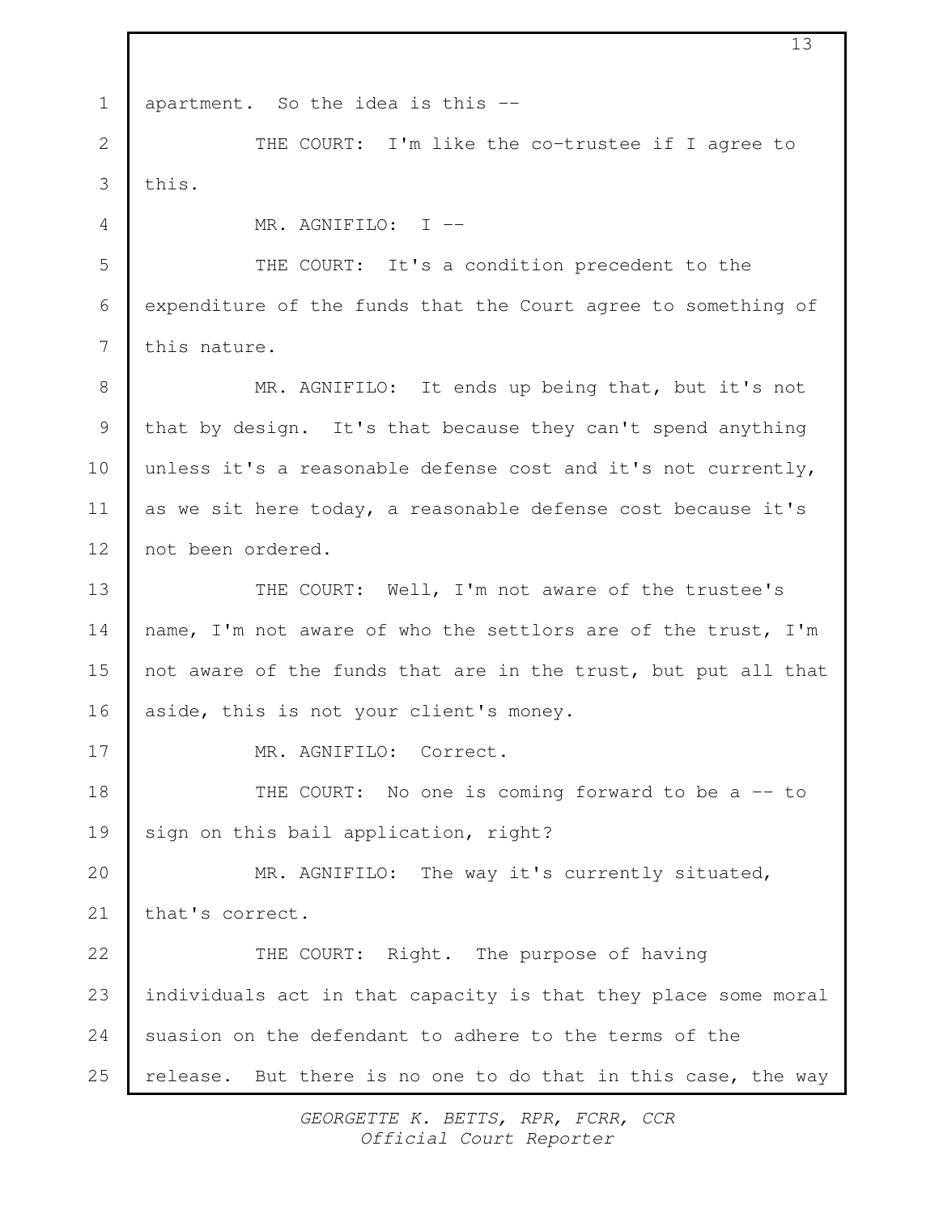apartment. So the idea is this --

THE COURT: I'm like the co-trustee if I agree to this.

MR. AGNIFILO: I --

THE COURT: It's a condition precedent to the expenditure of the funds that the Court agree to something of this nature.

MR. AGNIFILO: It ends up being that, but it's not that by design. It's that because they can't spend anything unless it's a reasonable defense cost and it's not currently, as we sit here today, a reasonable defense cost because it's not been ordered.

THE COURT: Well, I'm not aware of the trustee's name, I'm not aware of who the settlors are of the trust, I'm not aware of the funds that are in the trust, but put all that aside, this is not your client's money.

MR. AGNIFILO: Correct.

THE COURT: No one is coming forward to be a -- to sign on this bail application, right?

MR. AGNIFILO: The way it's currently situated, that's correct.

THE COURT: Right. The purpose of having individuals act in that capacity is that they place some moral suasion on the defendant to adhere to the terms of the release. But there is no one to do that in this case, the way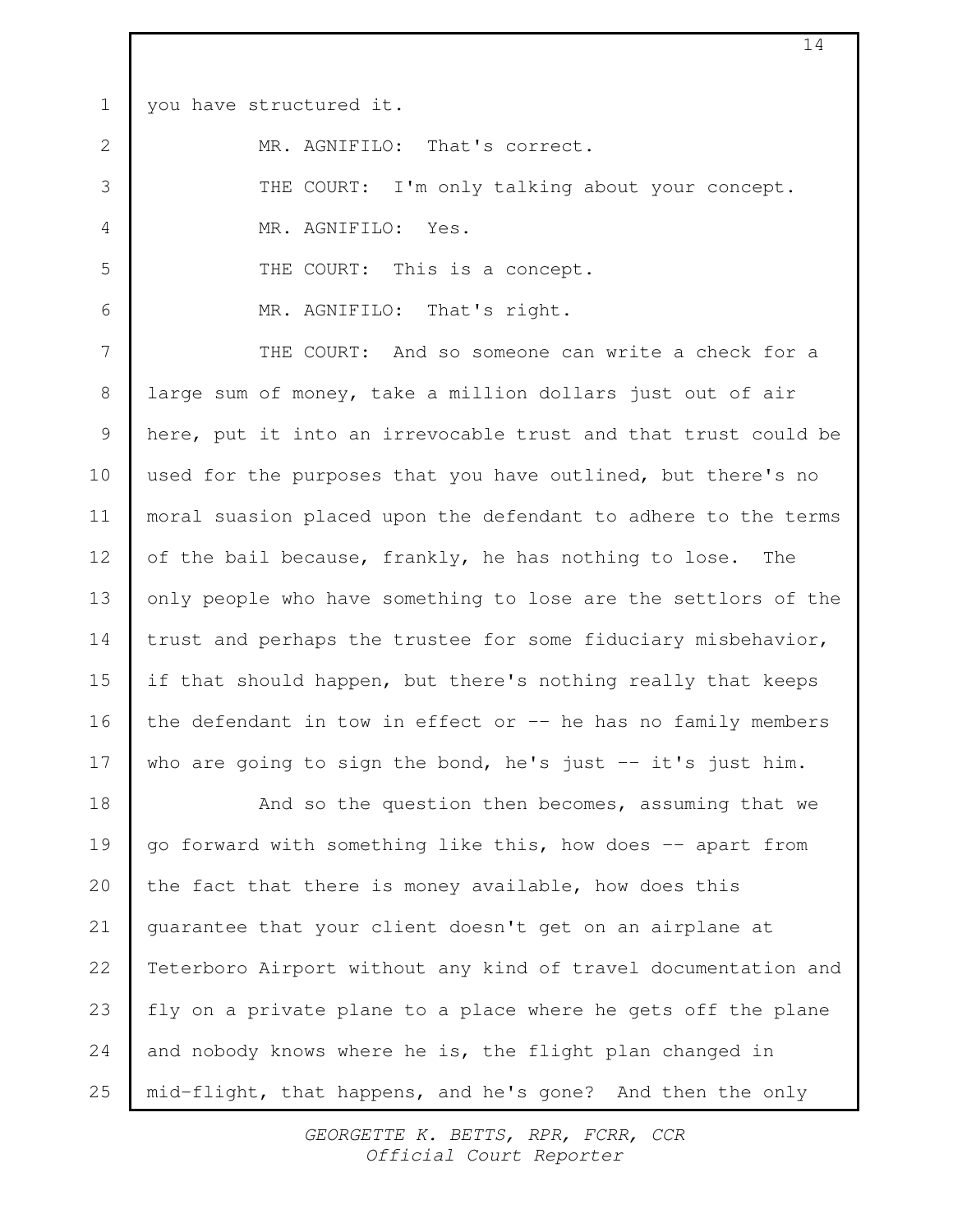you have structured it.

MR. AGNIFILO: That's correct.

THE COURT: I'm only talking about your concept.

MR. AGNIFILO: Yes.

THE COURT: This is a concept.

MR. AGNIFILO: That's right.

THE COURT: And so someone can write a check for a large sum of money, take a million dollars just out of air here, put it into an irrevocable trust and that trust could be used for the purposes that you have outlined, but there's no moral suasion placed upon the defendant to adhere to the terms of the bail because, frankly, he has nothing to lose. The only people who have something to lose are the settlors of the trust and perhaps the trustee for some fiduciary misbehavior, if that should happen, but there's nothing really that keeps the defendant in tow in effect or -- he has no family members who are going to sign the bond, he's just -- it's just him.

And so the question then becomes, assuming that we go forward with something like this, how does -- apart from the fact that there is money available, how does this guarantee that your client doesn't get on an airplane at Teterboro Airport without any kind of travel documentation and fly on a private plane to a place where he gets off the plane and nobody knows where he is, the flight plan changed in mid-flight, that happens, and he's gone? And then the only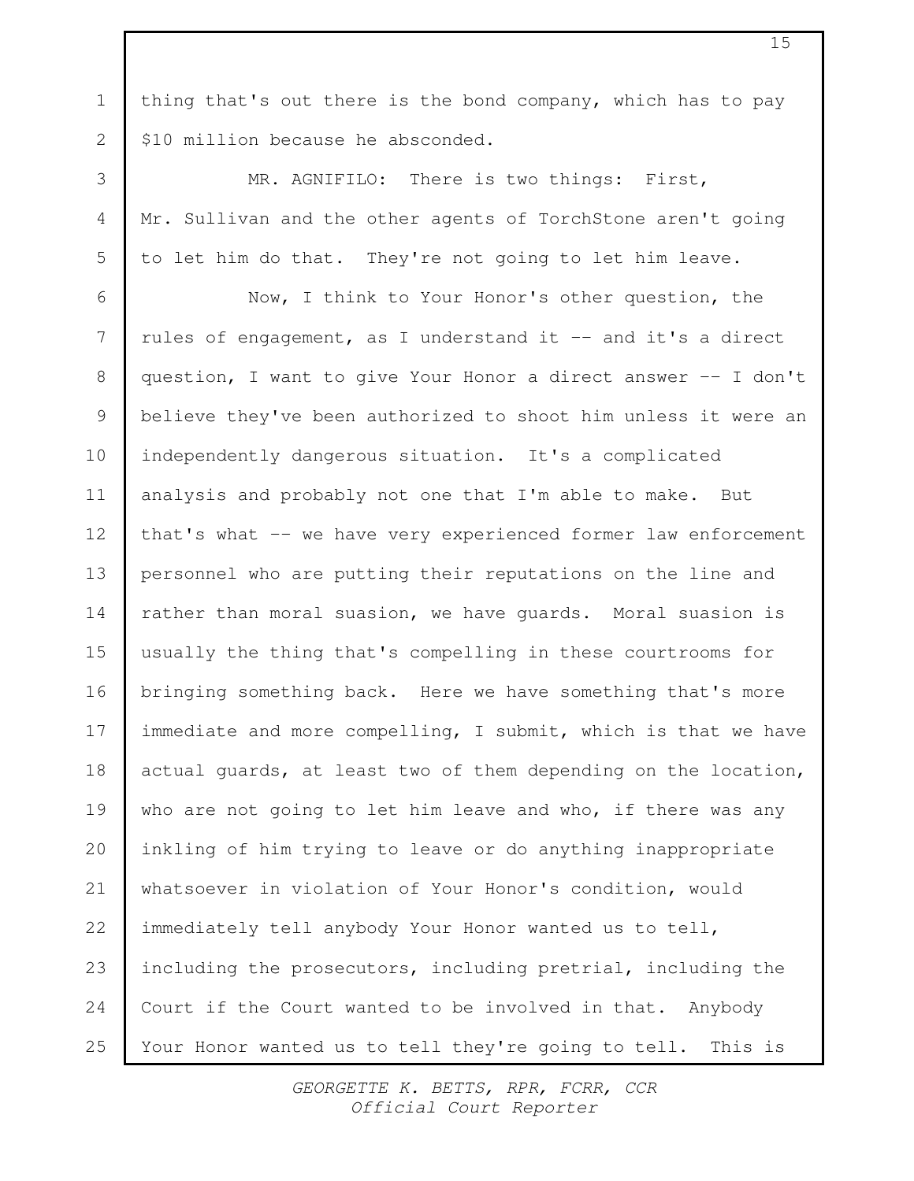thing that's out there is the bond company, which has to pay $10 million because he absconded.

MR. AGNIFILO: There is two things: First, Mr. Sullivan and the other agents of TorchStone aren't going to let him do that. They're not going to let him leave.

Now, I think to Your Honor's other question, the rules of engagement, as I understand it -- and it's a direct question, I want to give Your Honor a direct answer -- I don't believe they've been authorized to shoot him unless it were an independently dangerous situation. It's a complicated analysis and probably not one that I'm able to make. But that's what -- we have very experienced former law enforcement personnel who are putting their reputations on the line and rather than moral suasion, we have guards. Moral suasion is usually the thing that's compelling in these courtrooms for bringing something back. Here we have something that's more immediate and more compelling, I submit, which is that we have actual guards, at least two of them depending on the location, who are not going to let him leave and who, if there was any inkling of him trying to leave or do anything inappropriate whatsoever in violation of Your Honor's condition, would immediately tell anybody Your Honor wanted us to tell, including the prosecutors, including pretrial, including the Court if the Court wanted to be involved in that. Anybody Your Honor wanted us to tell they're going to tell. This is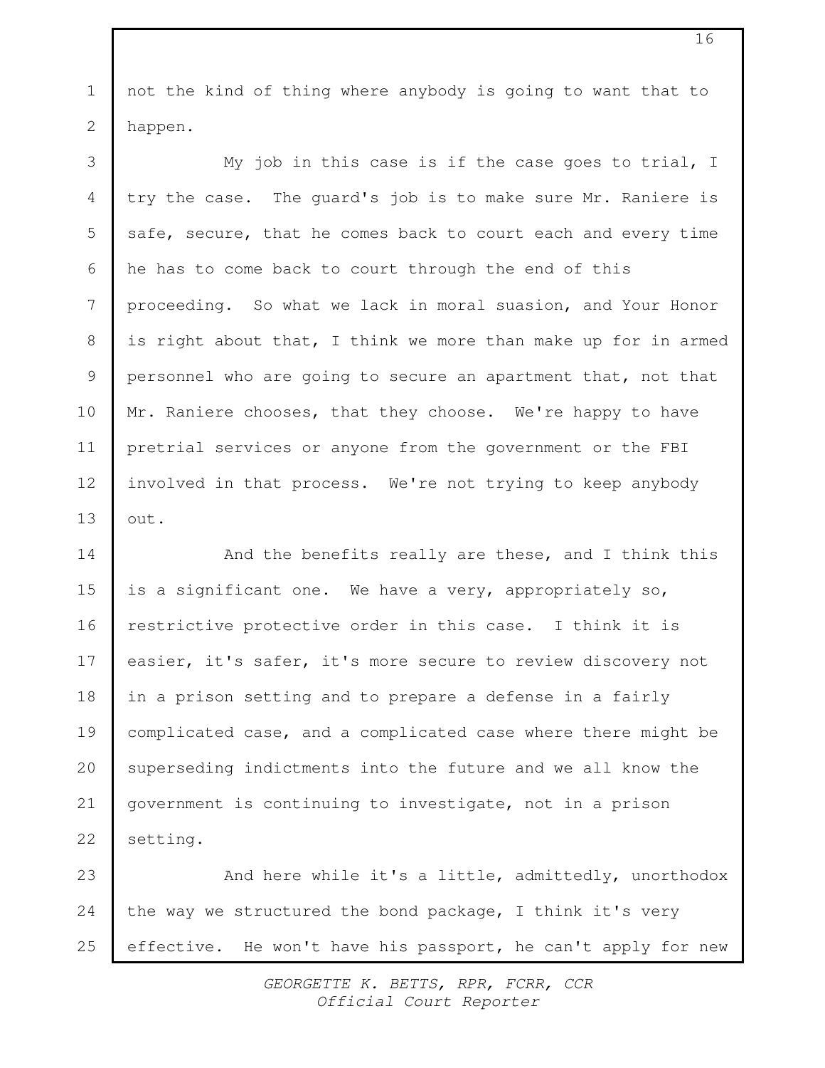not the kind of thing where anybody is going to want that to happen.

My job in this case is if the case goes to trial, I try the case. The guard's job is to make sure Mr. Raniere is safe, secure, that he comes back to court each and every time he has to come back to court through the end of this proceeding. So what we lack in moral suasion, and Your Honor is right about that, I think we more than make up for in armed personnel who are going to secure an apartment that, not that Mr. Raniere chooses, that they choose. We're happy to have pretrial services or anyone from the government or the FBI involved in that process. We're not trying to keep anybody out.

And the benefits really are these, and I think this is a significant one. We have a very, appropriately so, restrictive protective order in this case. I think it is easier, it's safer, it's more secure to review discovery not in a prison setting and to prepare a defense in a fairly complicated case, and a complicated case where there might be superseding indictments into the future and we all know the government is continuing to investigate, not in a prison setting.

And here while it's a little, admittedly, unorthodox the way we structured the bond package, I think it's very effective. He won't have his passport, he can't apply for new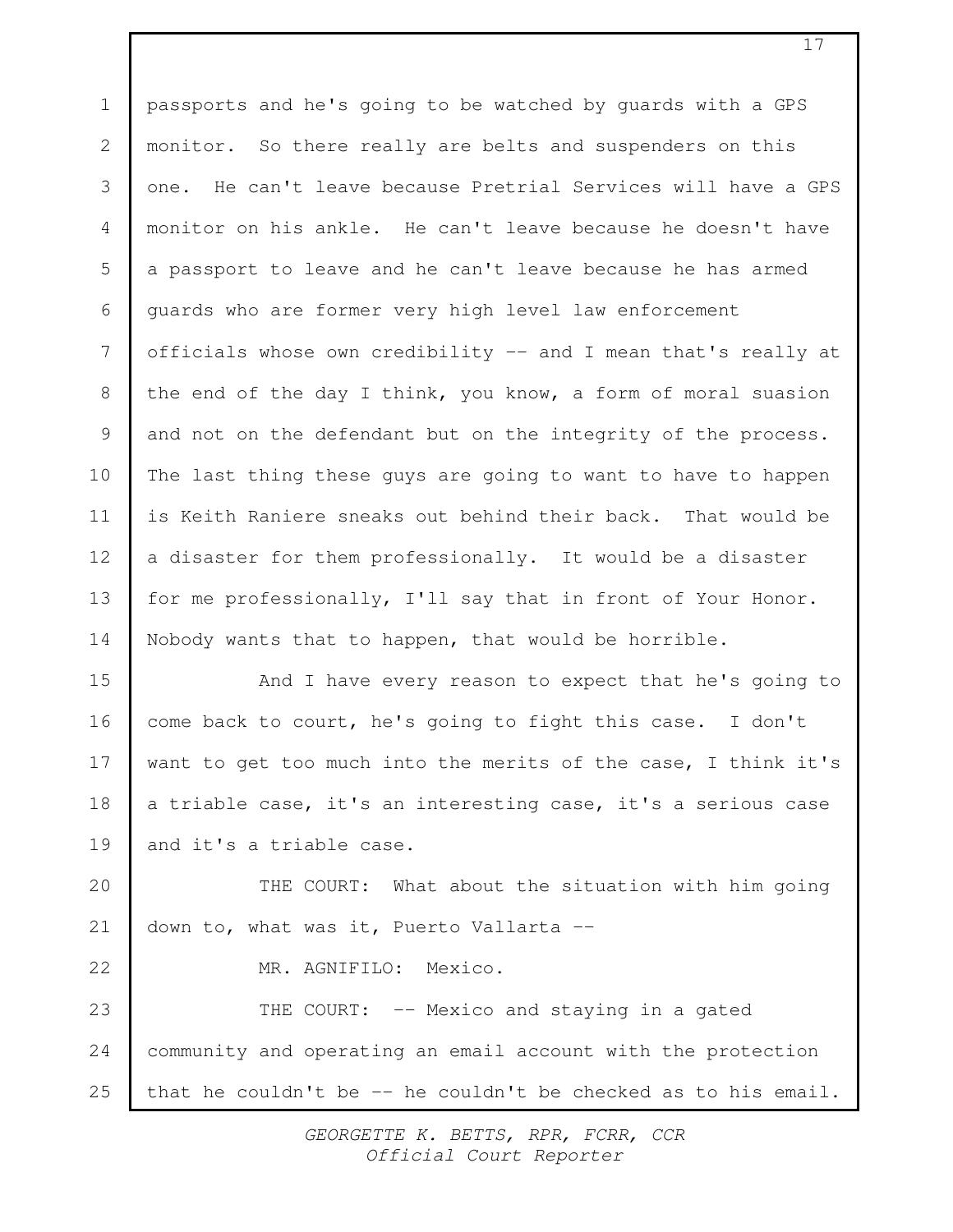passports and he's going to be watched by guards with a GPS monitor. So there really are belts and suspenders on this one. He can't leave because Pretrial Services will have a GPS monitor on his ankle. He can't leave because he doesn't have a passport to leave and he can't leave because he has armed guards who are former very high level law enforcement officials whose own credibility -- and I mean that's really at the end of the day I think, you know, a form of moral suasion and not on the defendant but on the integrity of the process. The last thing these guys are going to want to have to happen is Keith Raniere sneaks out behind their back. That would be a disaster for them professionally. It would be a disaster for me professionally, I'll say that in front of Your Honor. Nobody wants that to happen, that would be horrible.

And I have every reason to expect that he's going to come back to court, he's going to fight this case. I don't want to get too much into the merits of the case, I think it's a triable case, it's an interesting case, it's a serious case and it's a triable case.

THE COURT: What about the situation with him going down to, what was it, Puerto Vallarta --

MR. AGNIFILO: Mexico.

THE COURT: -- Mexico and staying in a gated community and operating an email account with the protection that he couldn't be -- he couldn't be checked as to his email.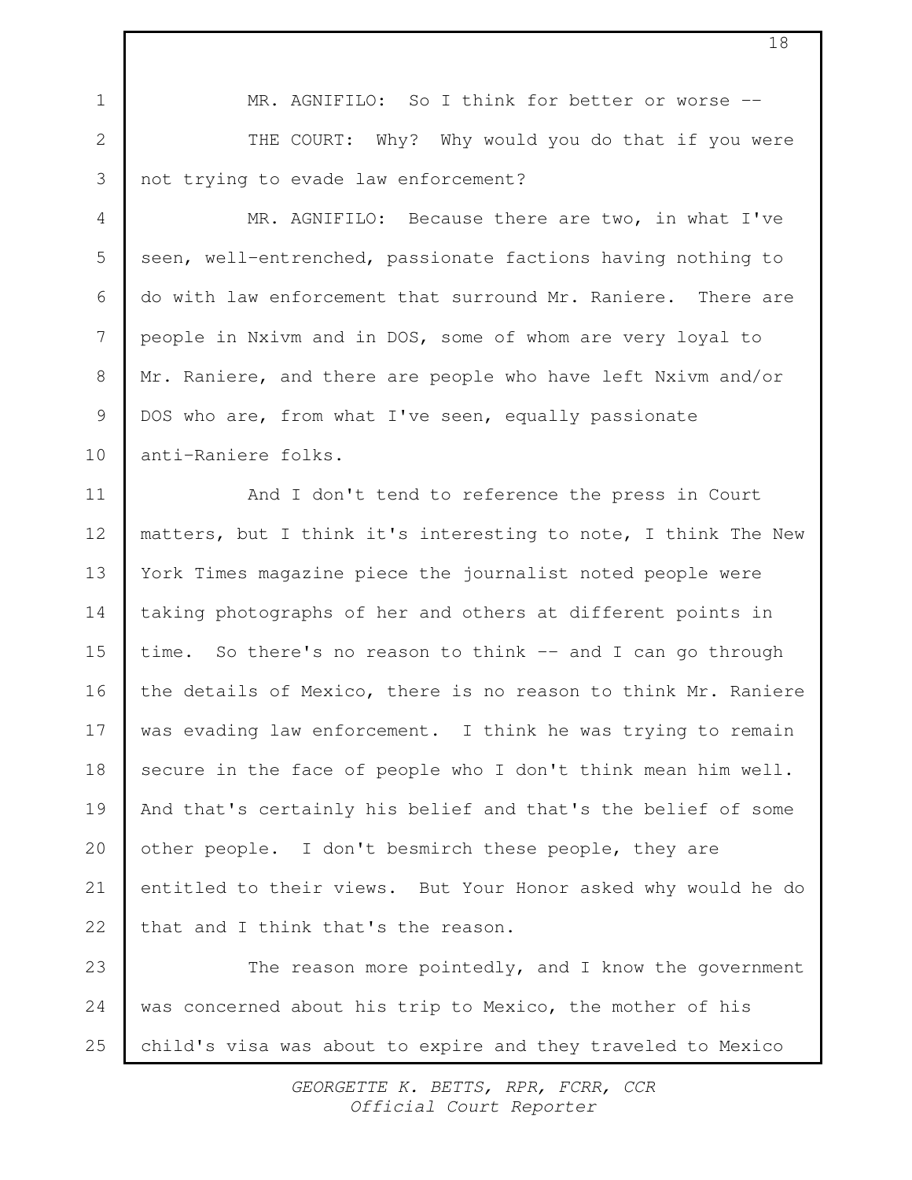MR. AGNIFILO: So I think for better or worse --

THE COURT: Why? Why would you do that if you were not trying to evade law enforcement?

MR. AGNIFILO: Because there are two, in what I've seen, well-entrenched, passionate factions having nothing to do with law enforcement that surround Mr. Raniere. There are people in Nxivm and in DOS, some of whom are very loyal to Mr. Raniere, and there are people who have left Nxivm and/or DOS who are, from what I've seen, equally passionate anti-Raniere folks.

And I don't tend to reference the press in Court matters, but I think it's interesting to note, I think The New York Times magazine piece the journalist noted people were taking photographs of her and others at different points in time. So there's no reason to think -- and I can go through the details of Mexico, there is no reason to think Mr. Raniere was evading law enforcement. I think he was trying to remain secure in the face of people who I don't think mean him well. And that's certainly his belief and that's the belief of some other people. I don't besmirch these people, they are entitled to their views. But Your Honor asked why would he do that and I think that's the reason.

The reason more pointedly, and I know the government was concerned about his trip to Mexico, the mother of his child's visa was about to expire and they traveled to Mexico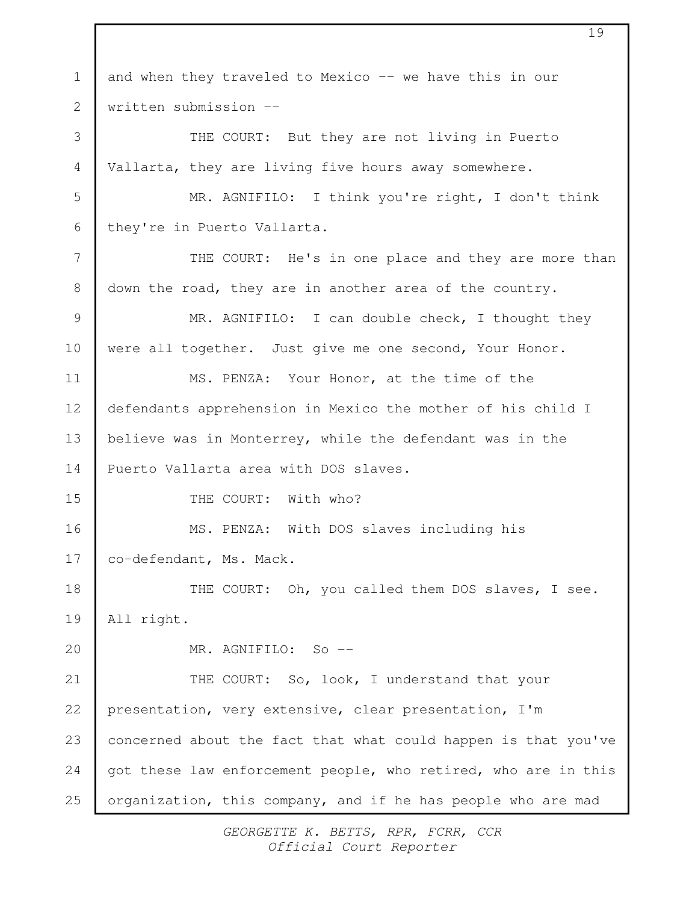and when they traveled to Mexico -- we have this in our written submission --

THE COURT: But they are not living in Puerto Vallarta, they are living five hours away somewhere.

MR. AGNIFILO: I think you're right, I don't think they're in Puerto Vallarta.

THE COURT: He's in one place and they are more than down the road, they are in another area of the country.

MR. AGNIFILO: I can double check, I thought they were all together. Just give me one second, Your Honor.

MS. PENZA: Your Honor, at the time of the defendants apprehension in Mexico the mother of his child I believe was in Monterrey, while the defendant was in the Puerto Vallarta area with DOS slaves.

THE COURT: With who?

MS. PENZA: With DOS slaves including his co-defendant, Ms. Mack.

THE COURT: Oh, you called them DOS slaves, I see. All right.

MR. AGNIFILO: So --

THE COURT: So, look, I understand that your presentation, very extensive, clear presentation, I'm concerned about the fact that what could happen is that you've got these law enforcement people, who retired, who are in this organization, this company, and if he has people who are mad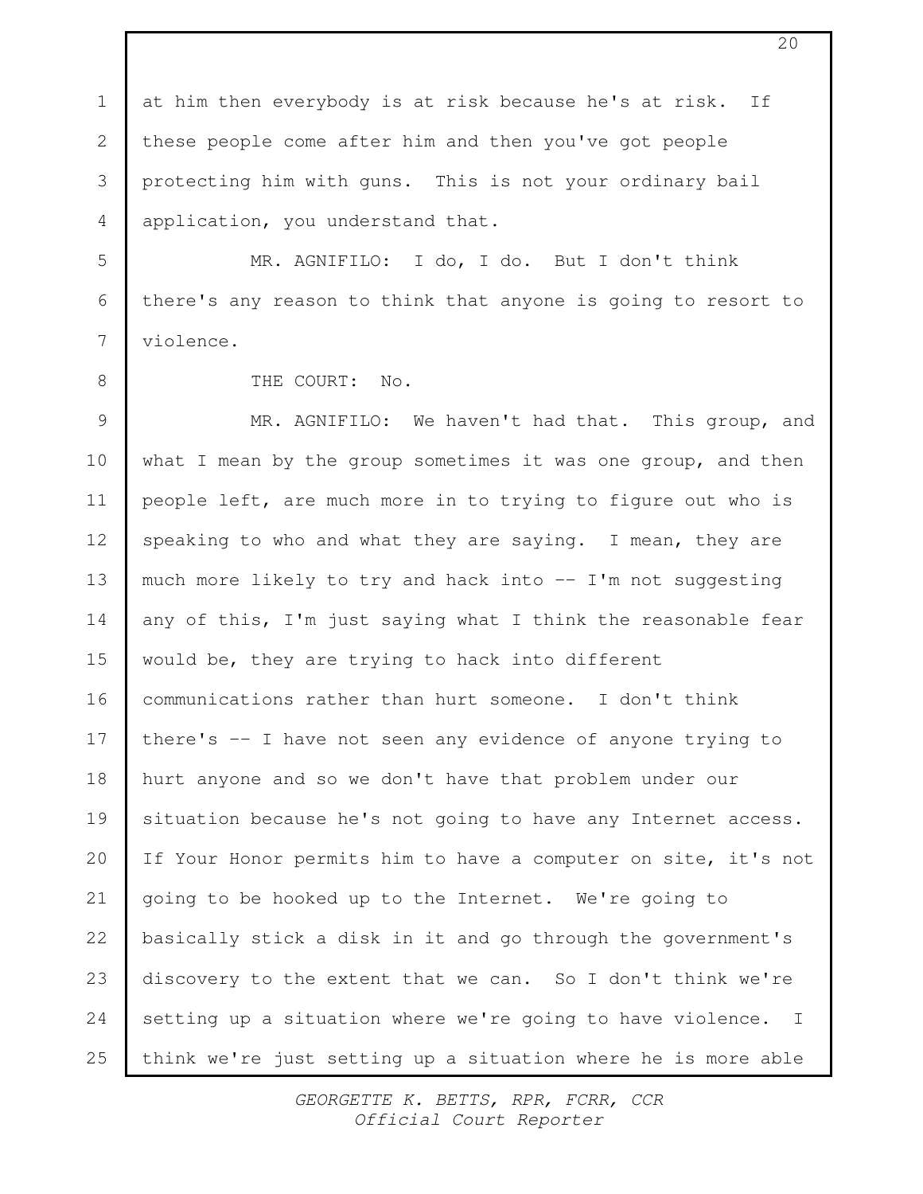at him then everybody is at risk because he's at risk. If these people come after him and then you've got people protecting him with guns. This is not your ordinary bail application, you understand that.

MR. AGNIFILO: I do, I do. But I don't think there's any reason to think that anyone is going to resort to violence.

THE COURT: No.

MR. AGNIFILO: We haven't had that. This group, and what I mean by the group sometimes it was one group, and then people left, are much more in to trying to figure out who is speaking to who and what they are saying. I mean, they are much more likely to try and hack into -- I'm not suggesting any of this, I'm just saying what I think the reasonable fear would be, they are trying to hack into different communications rather than hurt someone. I don't think there's -- I have not seen any evidence of anyone trying to hurt anyone and so we don't have that problem under our situation because he's not going to have any Internet access. If Your Honor permits him to have a computer on site, it's not going to be hooked up to the Internet. We're going to basically stick a disk in it and go through the government's discovery to the extent that we can. So I don't think we're setting up a situation where we're going to have violence. I think we're just setting up a situation where he is more able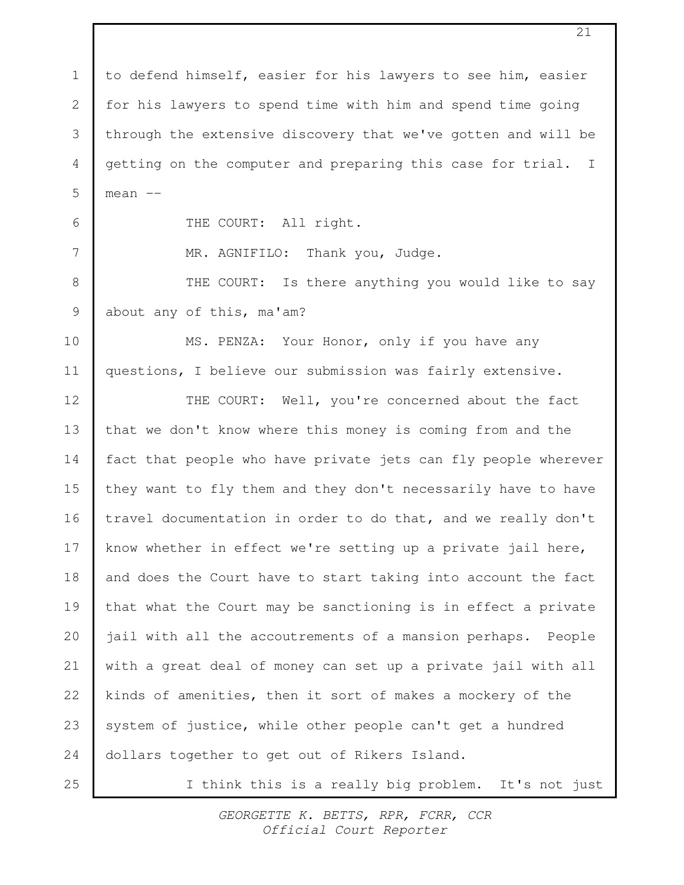to defend himself, easier for his lawyers to see him, easier for his lawyers to spend time with him and spend time going through the extensive discovery that we've gotten and will be getting on the computer and preparing this case for trial. I mean --

THE COURT: All right.

MR. AGNIFILO: Thank you, Judge.

THE COURT: Is there anything you would like to say about any of this, ma'am?

MS. PENZA: Your Honor, only if you have any questions, I believe our submission was fairly extensive.

THE COURT: Well, you're concerned about the fact that we don't know where this money is coming from and the fact that people who have private jets can fly people wherever they want to fly them and they don't necessarily have to have travel documentation in order to do that, and we really don't know whether in effect we're setting up a private jail here, and does the Court have to start taking into account the fact that what the Court may be sanctioning is in effect a private jail with all the accoutrements of a mansion perhaps. People with a great deal of money can set up a private jail with all kinds of amenities, then it sort of makes a mockery of the system of justice, while other people can't get a hundred dollars together to get out of Rikers Island.

I think this is a really big problem. It's not just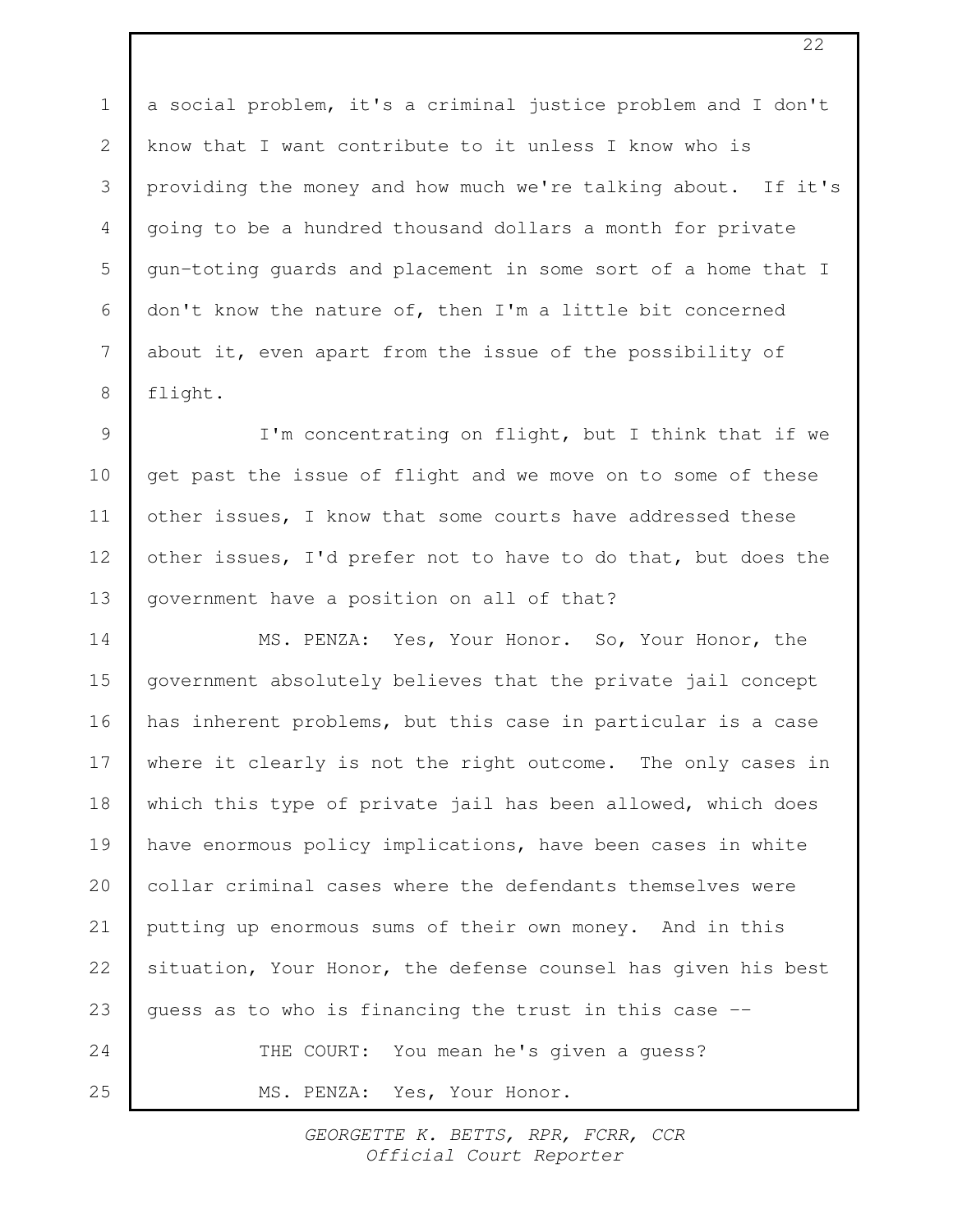a social problem, it's a criminal justice problem and I don't know that I want contribute to it unless I know who is providing the money and how much we're talking about. If it's going to be a hundred thousand dollars a month for private gun-toting guards and placement in some sort of a home that I don't know the nature of, then I'm a little bit concerned about it, even apart from the issue of the possibility of flight.

I'm concentrating on flight, but I think that if we get past the issue of flight and we move on to some of these other issues, I know that some courts have addressed these other issues, I'd prefer not to have to do that, but does the government have a position on all of that?

MS. PENZA: Yes, Your Honor. So, Your Honor, the government absolutely believes that the private jail concept has inherent problems, but this case in particular is a case where it clearly is not the right outcome. The only cases in which this type of private jail has been allowed, which does have enormous policy implications, have been cases in white collar criminal cases where the defendants themselves were putting up enormous sums of their own money. And in this situation, Your Honor, the defense counsel has given his best guess as to who is financing the trust in this case --

THE COURT: You mean he's given a guess?

MS. PENZA: Yes, Your Honor.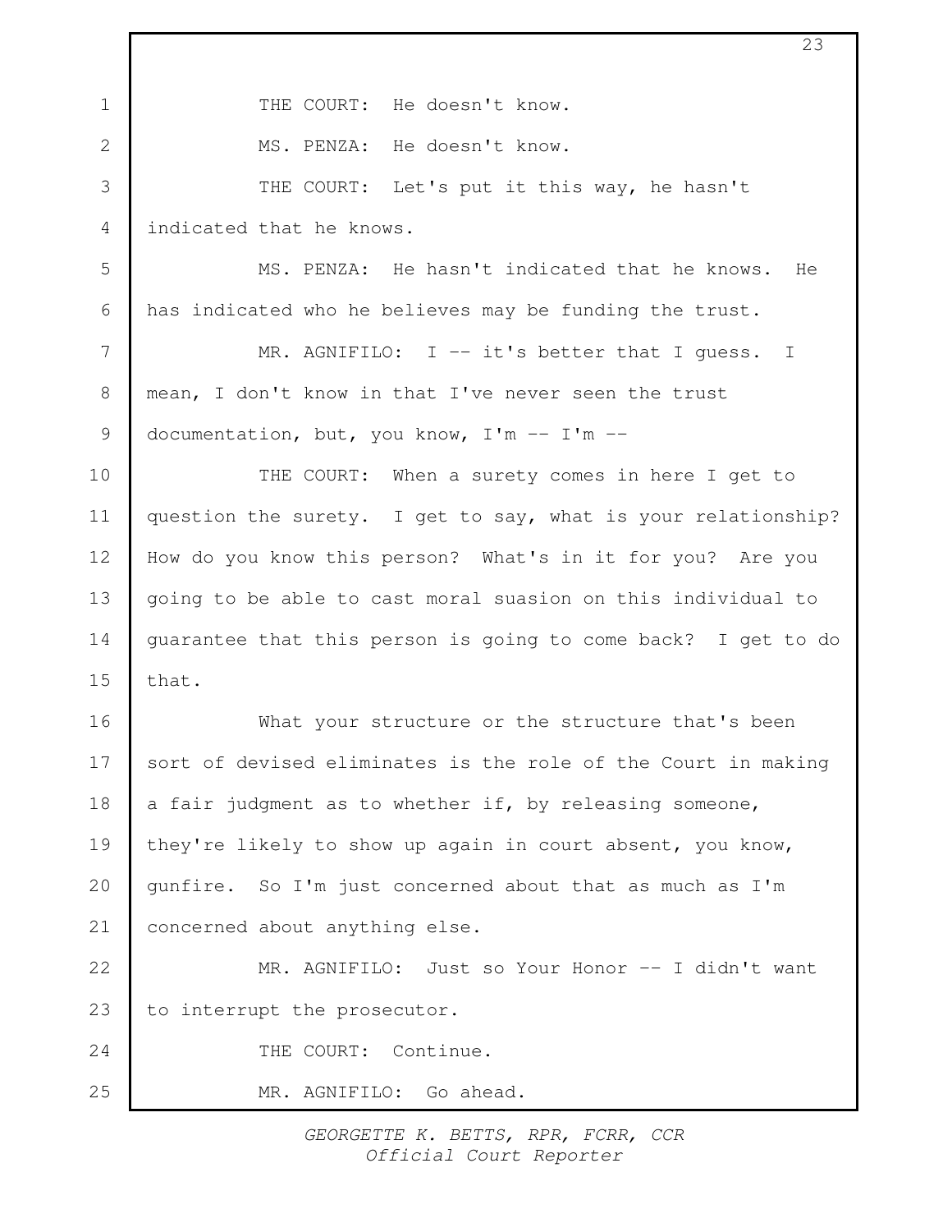THE COURT: He doesn't know.

MS. PENZA: He doesn't know.

THE COURT: Let's put it this way, he hasn't indicated that he knows.

MS. PENZA: He hasn't indicated that he knows. He has indicated who he believes may be funding the trust.

MR. AGNIFILO: I -- it's better that I guess. I mean, I don't know in that I've never seen the trust documentation, but, you know, I'm -- I'm --

THE COURT: When a surety comes in here I get to question the surety. I get to say, what is your relationship? How do you know this person? What's in it for you? Are you going to be able to cast moral suasion on this individual to guarantee that this person is going to come back? I get to do that.

What your structure or the structure that's been sort of devised eliminates is the role of the Court in making a fair judgment as to whether if, by releasing someone, they're likely to show up again in court absent, you know, gunfire. So I'm just concerned about that as much as I'm concerned about anything else.

MR. AGNIFILO: Just so Your Honor -- I didn't want to interrupt the prosecutor.

THE COURT: Continue.

MR. AGNIFILO: Go ahead.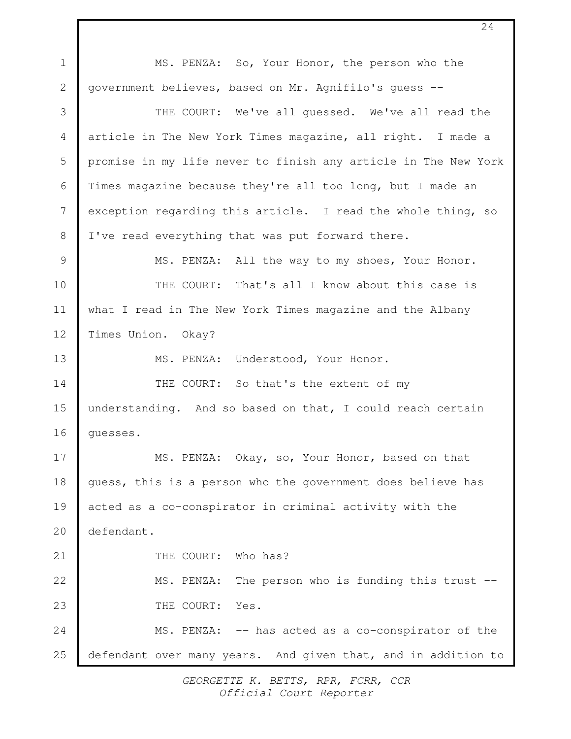MS. PENZA: So, Your Honor, the person who the government believes, based on Mr. Agnifilo's guess --

THE COURT: We've all guessed. We've all read the article in The New York Times magazine, all right. I made a promise in my life never to finish any article in The New York Times magazine because they're all too long, but I made an exception regarding this article. I read the whole thing, so I've read everything that was put forward there.

MS. PENZA: All the way to my shoes, Your Honor.

THE COURT: That's all I know about this case is what I read in The New York Times magazine and the Albany Times Union. Okay?

MS. PENZA: Understood, Your Honor.

THE COURT: So that's the extent of my understanding. And so based on that, I could reach certain guesses.

MS. PENZA: Okay, so, Your Honor, based on that guess, this is a person who the government does believe has acted as a co-conspirator in criminal activity with the defendant.

THE COURT: Who has?

MS. PENZA: The person who is funding this trust --

THE COURT: Yes.

MS. PENZA: -- has acted as a co-conspirator of the defendant over many years. And given that, and in addition to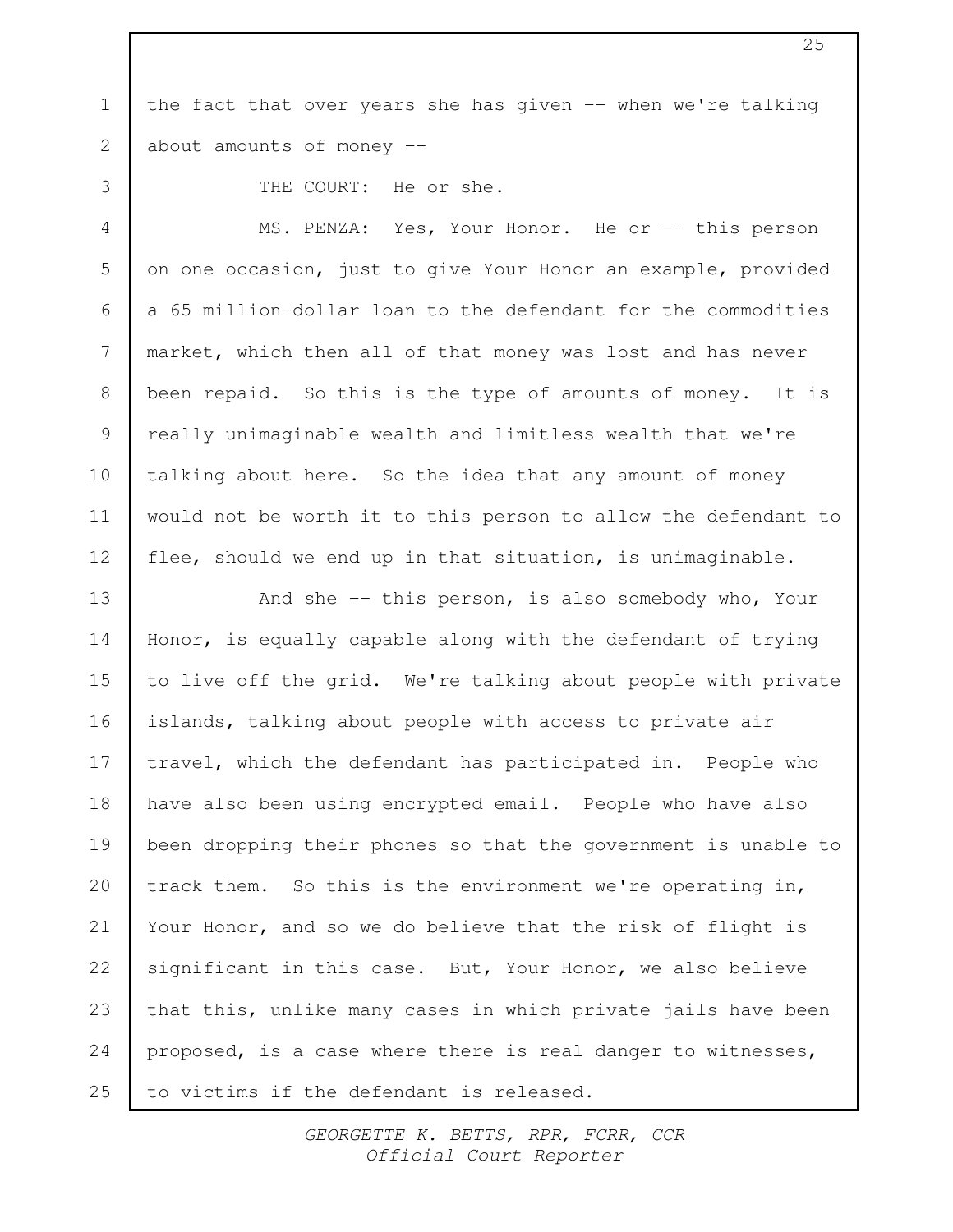the fact that over years she has given -- when we're talking about amounts of money --

THE COURT: He or she.

MS. PENZA: Yes, Your Honor. He or -- this person on one occasion, just to give Your Honor an example, provided a 65 million-dollar loan to the defendant for the commodities market, which then all of that money was lost and has never been repaid. So this is the type of amounts of money. It is really unimaginable wealth and limitless wealth that we're talking about here. So the idea that any amount of money would not be worth it to this person to allow the defendant to flee, should we end up in that situation, is unimaginable.

And she -- this person, is also somebody who, Your Honor, is equally capable along with the defendant of trying to live off the grid. We're talking about people with private islands, talking about people with access to private air travel, which the defendant has participated in. People who have also been using encrypted email. People who have also been dropping their phones so that the government is unable to track them. So this is the environment we're operating in, Your Honor, and so we do believe that the risk of flight is significant in this case. But, Your Honor, we also believe that this, unlike many cases in which private jails have been proposed, is a case where there is real danger to witnesses, to victims if the defendant is released.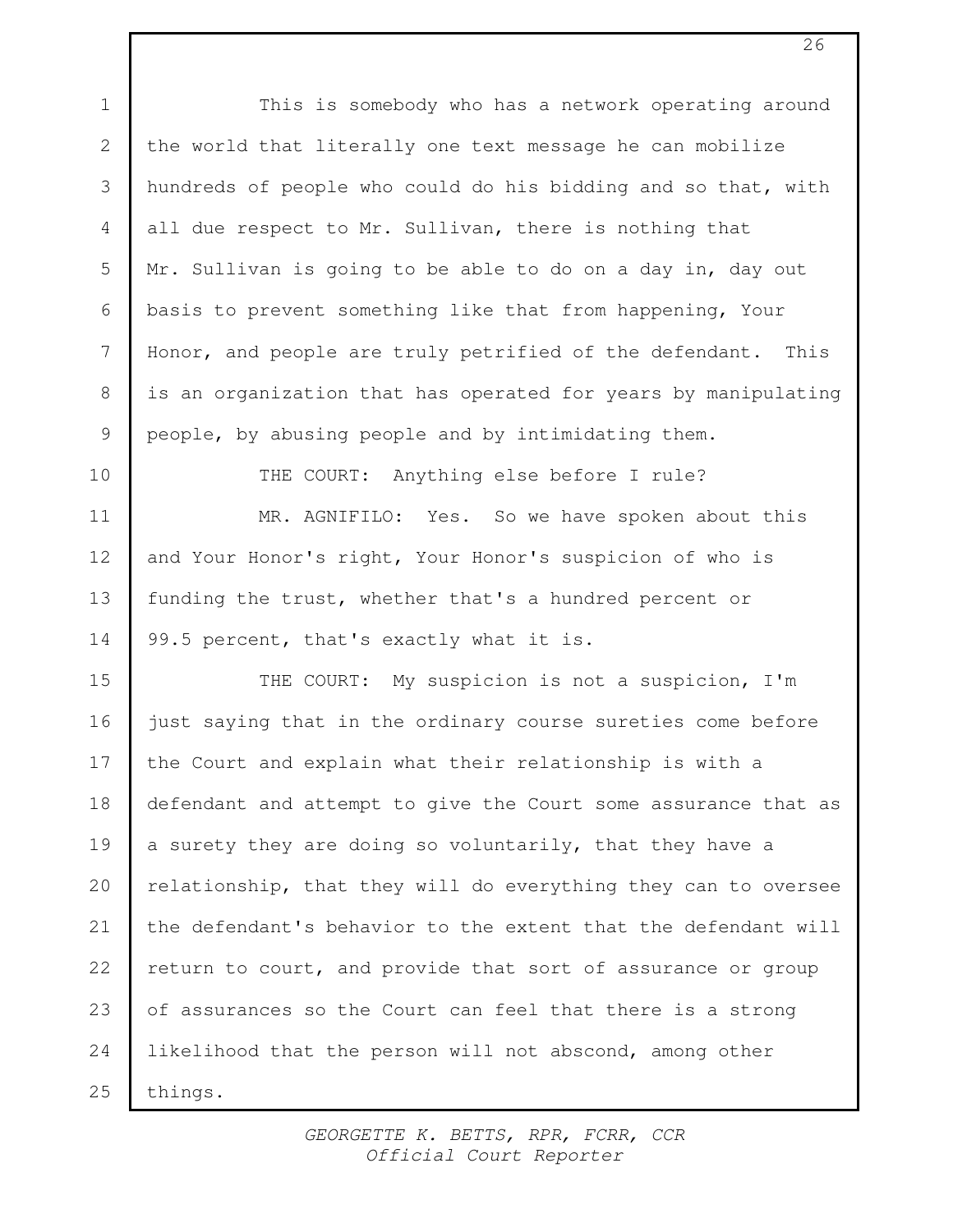This is somebody who has a network operating around the world that literally one text message he can mobilize hundreds of people who could do his bidding and so that, with all due respect to Mr. Sullivan, there is nothing that Mr. Sullivan is going to be able to do on a day in, day out basis to prevent something like that from happening, Your Honor, and people are truly petrified of the defendant. This is an organization that has operated for years by manipulating people, by abusing people and by intimidating them.

THE COURT: Anything else before I rule?

MR. AGNIFILO: Yes. So we have spoken about this and Your Honor's right, Your Honor's suspicion of who is funding the trust, whether that's a hundred percent or 99.5 percent, that's exactly what it is.

THE COURT: My suspicion is not a suspicion, I'm just saying that in the ordinary course sureties come before the Court and explain what their relationship is with a defendant and attempt to give the Court some assurance that as a surety they are doing so voluntarily, that they have a relationship, that they will do everything they can to oversee the defendant's behavior to the extent that the defendant will return to court, and provide that sort of assurance or group of assurances so the Court can feel that there is a strong likelihood that the person will not abscond, among other things.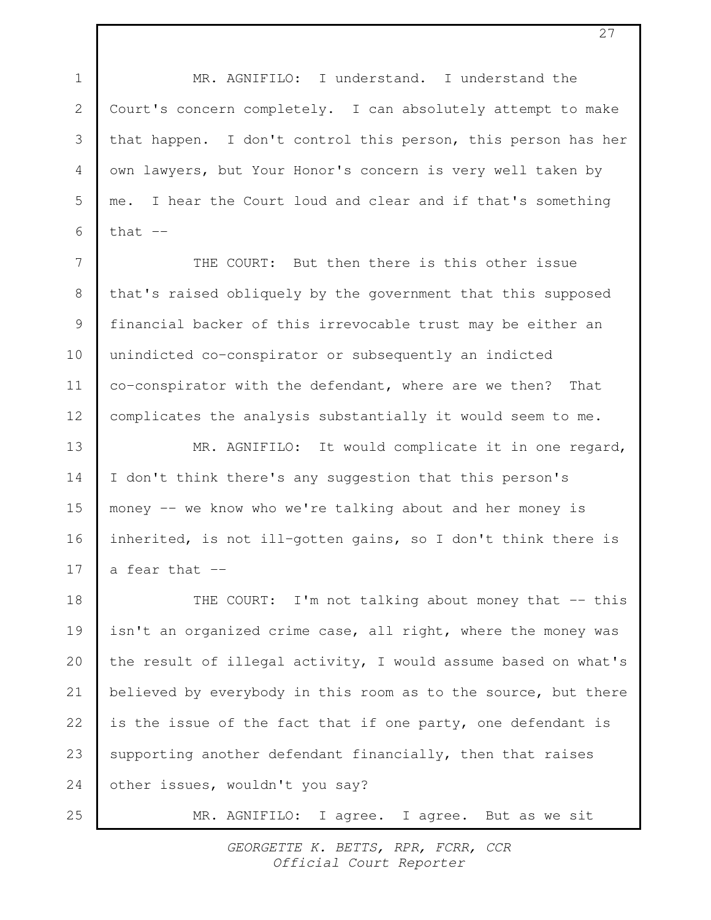MR. AGNIFILO: I understand. I understand the Court's concern completely. I can absolutely attempt to make that happen. I don't control this person, this person has her own lawyers, but Your Honor's concern is very well taken by me. I hear the Court loud and clear and if that's something that --

THE COURT: But then there is this other issue that's raised obliquely by the government that this supposed financial backer of this irrevocable trust may be either an unindicted co-conspirator or subsequently an indicted co-conspirator with the defendant, where are we then? That complicates the analysis substantially it would seem to me.

MR. AGNIFILO: It would complicate it in one regard, I don't think there's any suggestion that this person's money -- we know who we're talking about and her money is inherited, is not ill-gotten gains, so I don't think there is a fear that --

THE COURT: I'm not talking about money that -- this isn't an organized crime case, all right, where the money was the result of illegal activity, I would assume based on what's believed by everybody in this room as to the source, but there is the issue of the fact that if one party, one defendant is supporting another defendant financially, then that raises other issues, wouldn't you say?

MR. AGNIFILO: I agree. I agree. But as we sit

GEORGETTE K. BETTS, RPR, FCRR, CCR
Official Court Reporter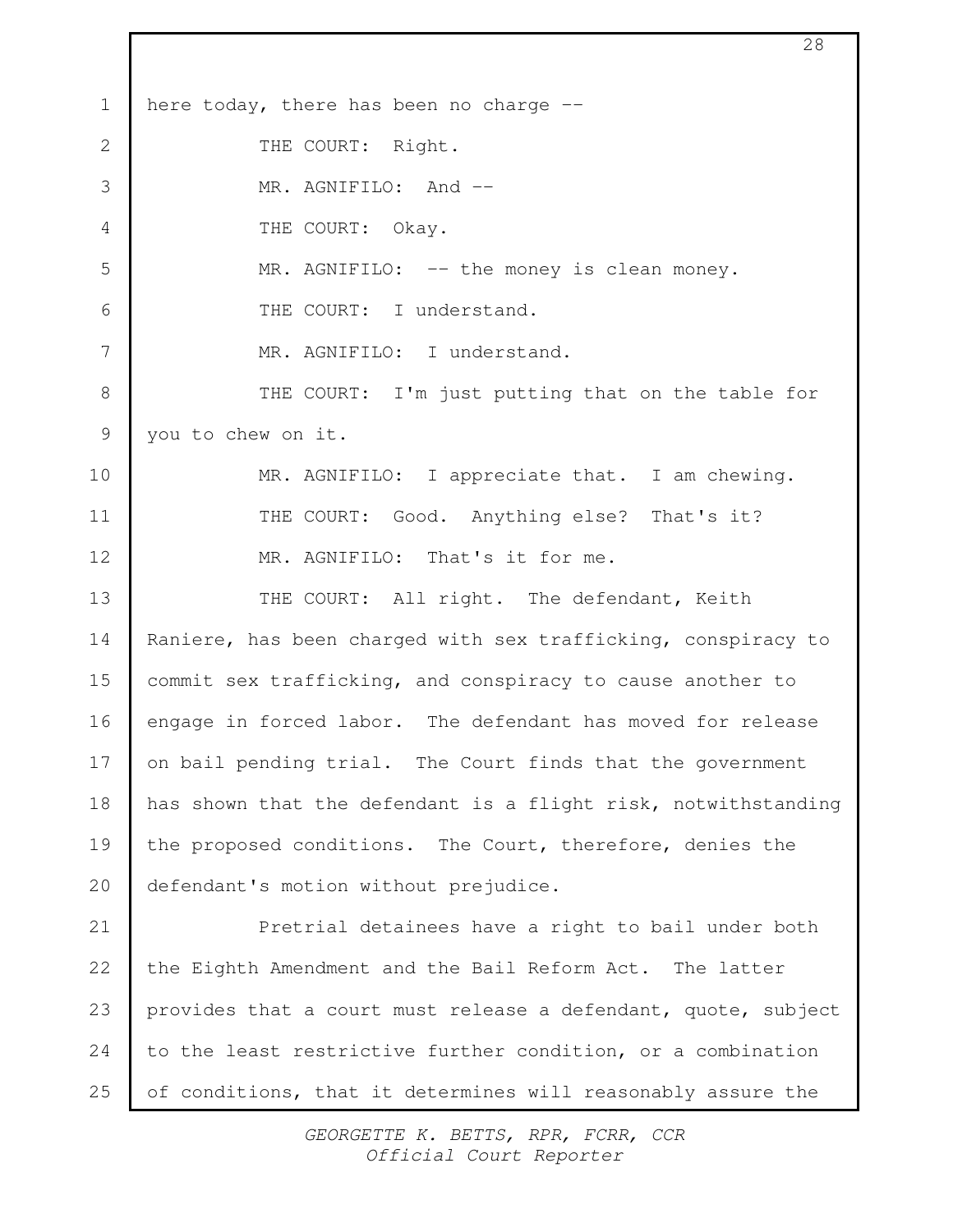here today, there has been no charge --

THE COURT: Right.

MR. AGNIFILO: And --

THE COURT: Okay.

MR. AGNIFILO: -- the money is clean money.

THE COURT: I understand.

MR. AGNIFILO: I understand.

THE COURT: I'm just putting that on the table for you to chew on it.

MR. AGNIFILO: I appreciate that. I am chewing.

THE COURT: Good. Anything else? That's it?

MR. AGNIFILO: That's it for me.

THE COURT: All right. The defendant, Keith Raniere, has been charged with sex trafficking, conspiracy to commit sex trafficking, and conspiracy to cause another to engage in forced labor. The defendant has moved for release on bail pending trial. The Court finds that the government has shown that the defendant is a flight risk, notwithstanding the proposed conditions. The Court, therefore, denies the defendant's motion without prejudice.

Pretrial detainees have a right to bail under both the Eighth Amendment and the Bail Reform Act. The latter provides that a court must release a defendant, quote, subject to the least restrictive further condition, or a combination of conditions, that it determines will reasonably assure the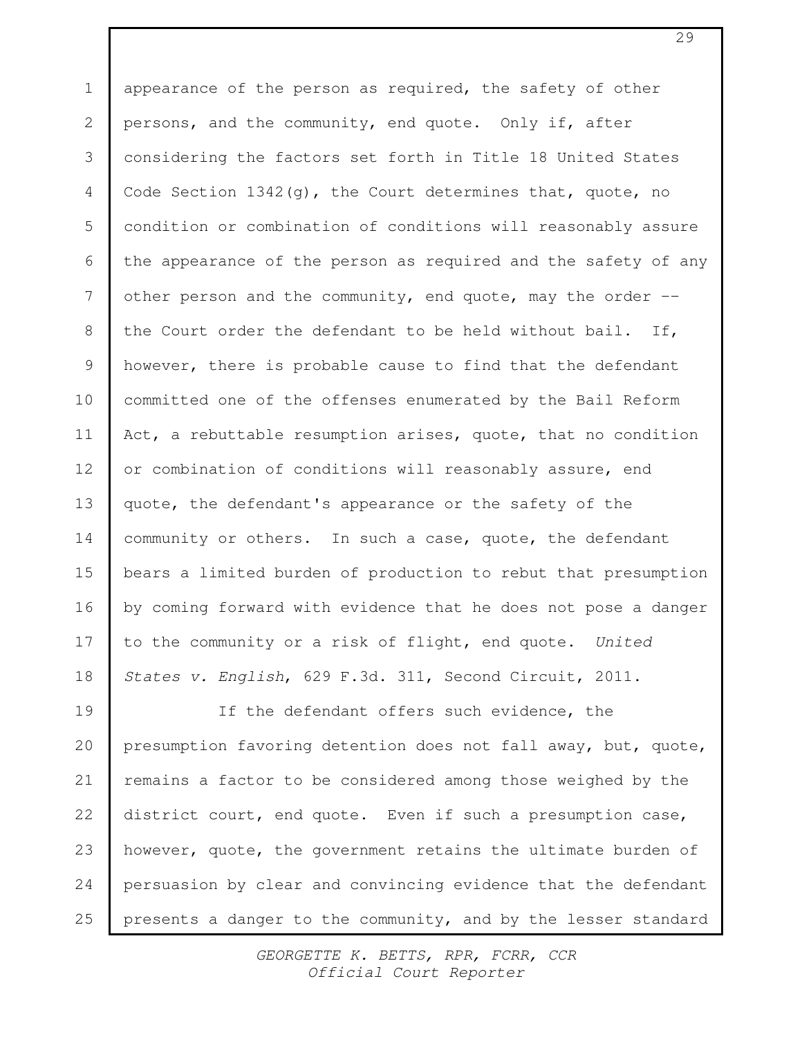appearance of the person as required, the safety of other persons, and the community, end quote. Only if, after considering the factors set forth in Title 18 United States Code Section 1342(g), the Court determines that, quote, no condition or combination of conditions will reasonably assure the appearance of the person as required and the safety of any other person and the community, end quote, may the order -- the Court order the defendant to be held without bail. If, however, there is probable cause to find that the defendant committed one of the offenses enumerated by the Bail Reform Act, a rebuttable resumption arises, quote, that no condition or combination of conditions will reasonably assure, end quote, the defendant's appearance or the safety of the community or others. In such a case, quote, the defendant bears a limited burden of production to rebut that presumption by coming forward with evidence that he does not pose a danger to the community or a risk of flight, end quote. *United States v. English*, 629 F.3d. 311, Second Circuit, 2011.

If the defendant offers such evidence, the presumption favoring detention does not fall away, but, quote, remains a factor to be considered among those weighed by the district court, end quote. Even if such a presumption case, however, quote, the government retains the ultimate burden of persuasion by clear and convincing evidence that the defendant presents a danger to the community, and by the lesser standard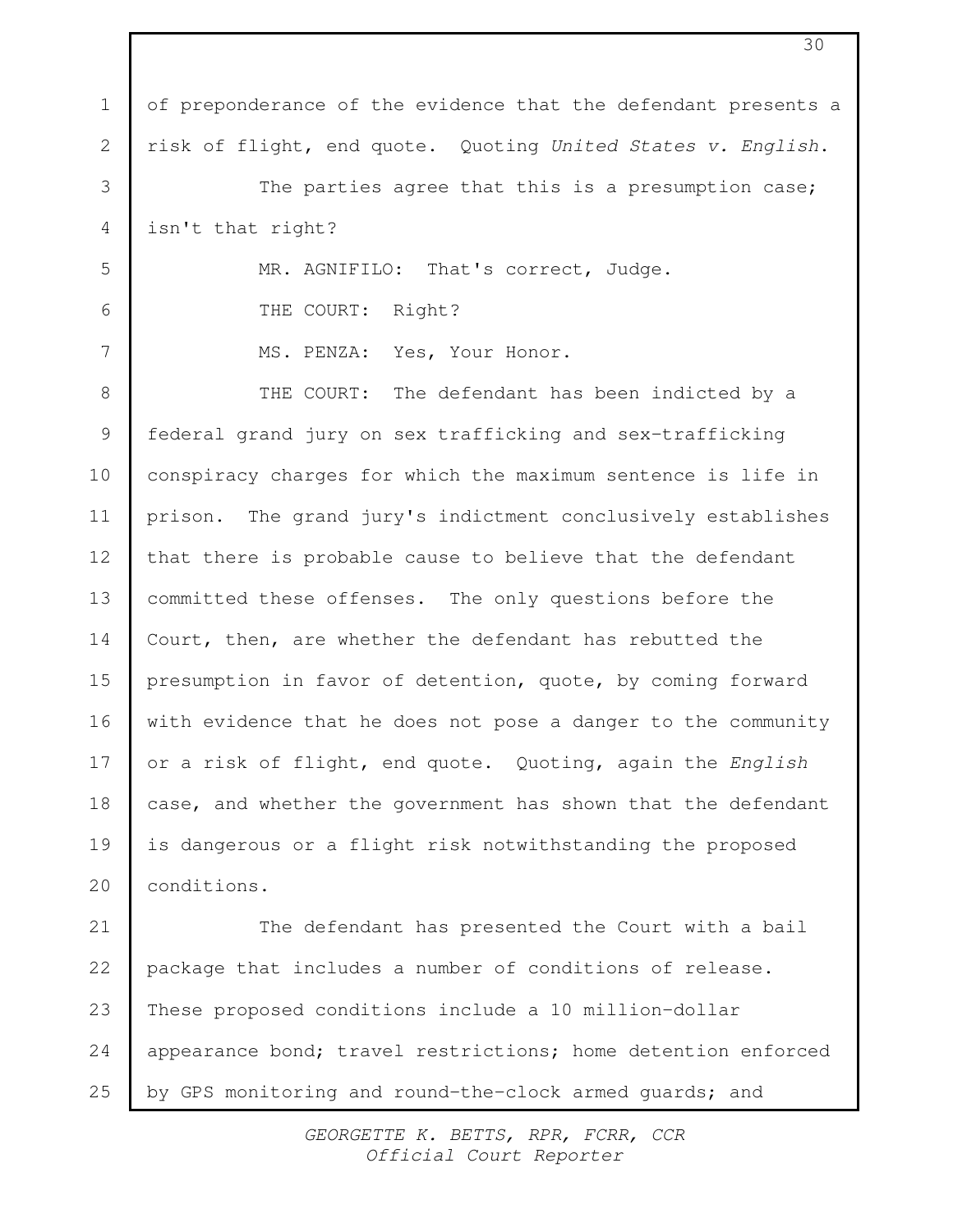of preponderance of the evidence that the defendant presents a risk of flight, end quote. Quoting *United States v. English*.

The parties agree that this is a presumption case; isn't that right?

MR. AGNIFILO: That's correct, Judge.

THE COURT: Right?

MS. PENZA: Yes, Your Honor.

THE COURT: The defendant has been indicted by a federal grand jury on sex trafficking and sex-trafficking conspiracy charges for which the maximum sentence is life in prison. The grand jury's indictment conclusively establishes that there is probable cause to believe that the defendant committed these offenses. The only questions before the Court, then, are whether the defendant has rebutted the presumption in favor of detention, quote, by coming forward with evidence that he does not pose a danger to the community or a risk of flight, end quote. Quoting, again the *English* case, and whether the government has shown that the defendant is dangerous or a flight risk notwithstanding the proposed conditions.

The defendant has presented the Court with a bail package that includes a number of conditions of release. These proposed conditions include a 10 million-dollar appearance bond; travel restrictions; home detention enforced by GPS monitoring and round-the-clock armed guards; and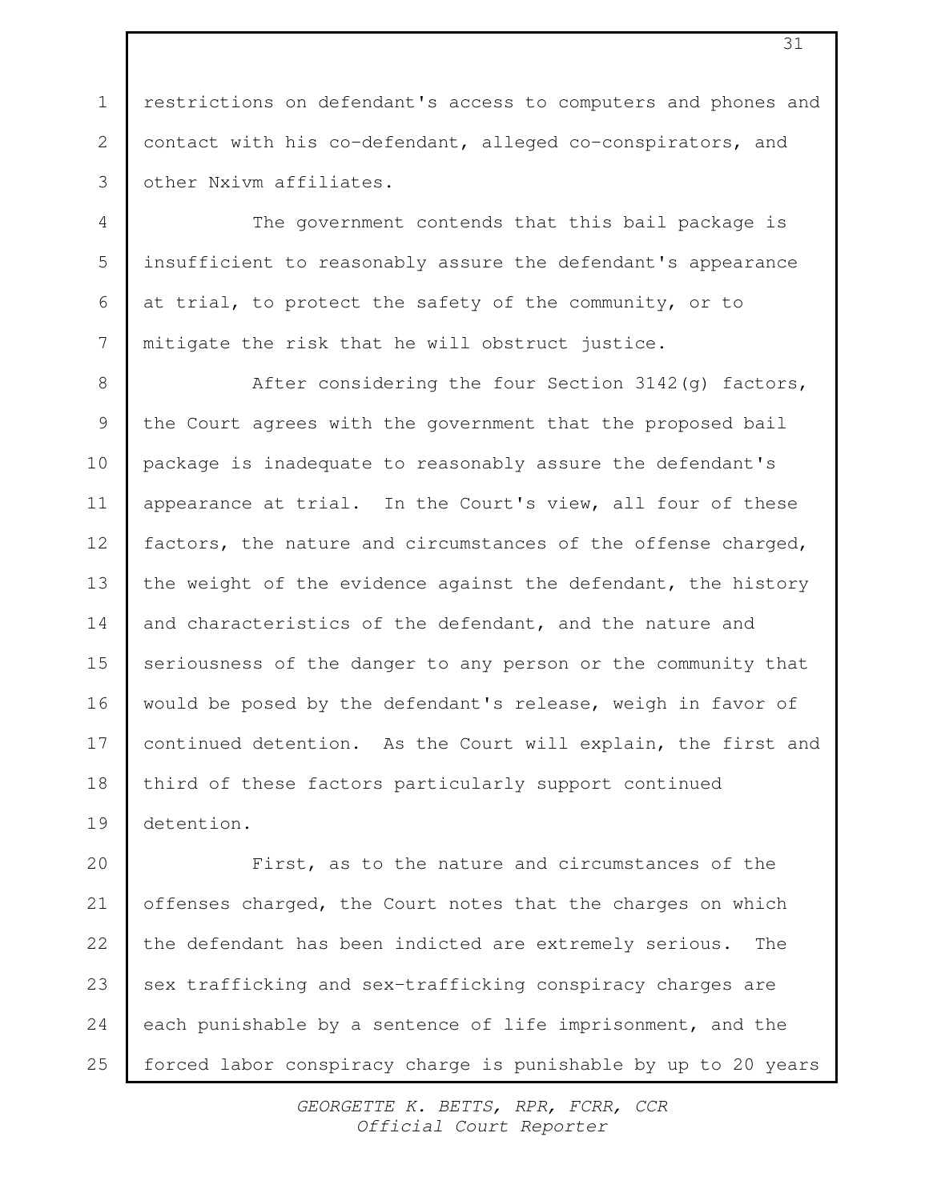restrictions on defendant's access to computers and phones and contact with his co-defendant, alleged co-conspirators, and other Nxivm affiliates.

The government contends that this bail package is insufficient to reasonably assure the defendant's appearance at trial, to protect the safety of the community, or to mitigate the risk that he will obstruct justice.

After considering the four Section 3142(g) factors, the Court agrees with the government that the proposed bail package is inadequate to reasonably assure the defendant's appearance at trial. In the Court's view, all four of these factors, the nature and circumstances of the offense charged, the weight of the evidence against the defendant, the history and characteristics of the defendant, and the nature and seriousness of the danger to any person or the community that would be posed by the defendant's release, weigh in favor of continued detention. As the Court will explain, the first and third of these factors particularly support continued detention.

First, as to the nature and circumstances of the offenses charged, the Court notes that the charges on which the defendant has been indicted are extremely serious. The sex trafficking and sex-trafficking conspiracy charges are each punishable by a sentence of life imprisonment, and the forced labor conspiracy charge is punishable by up to 20 years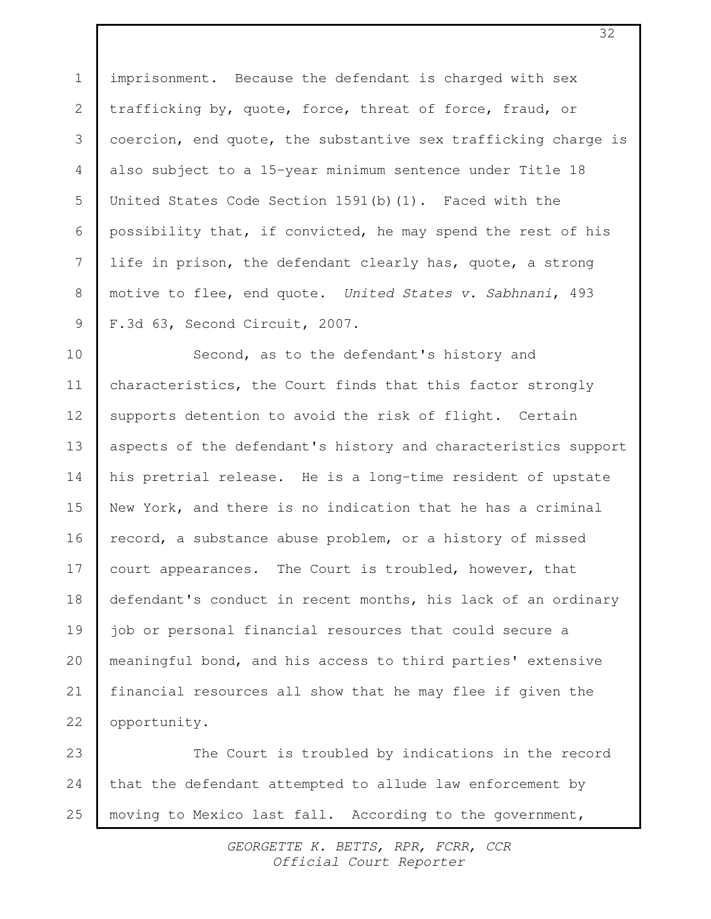imprisonment. Because the defendant is charged with sex trafficking by, quote, force, threat of force, fraud, or coercion, end quote, the substantive sex trafficking charge is also subject to a 15-year minimum sentence under Title 18 United States Code Section 1591(b)(1). Faced with the possibility that, if convicted, he may spend the rest of his life in prison, the defendant clearly has, quote, a strong motive to flee, end quote. *United States v. Sabhnani*, 493 F.3d 63, Second Circuit, 2007.

Second, as to the defendant's history and characteristics, the Court finds that this factor strongly supports detention to avoid the risk of flight. Certain aspects of the defendant's history and characteristics support his pretrial release. He is a long-time resident of upstate New York, and there is no indication that he has a criminal record, a substance abuse problem, or a history of missed court appearances. The Court is troubled, however, that defendant's conduct in recent months, his lack of an ordinary job or personal financial resources that could secure a meaningful bond, and his access to third parties' extensive financial resources all show that he may flee if given the opportunity.

The Court is troubled by indications in the record that the defendant attempted to allude law enforcement by moving to Mexico last fall. According to the government,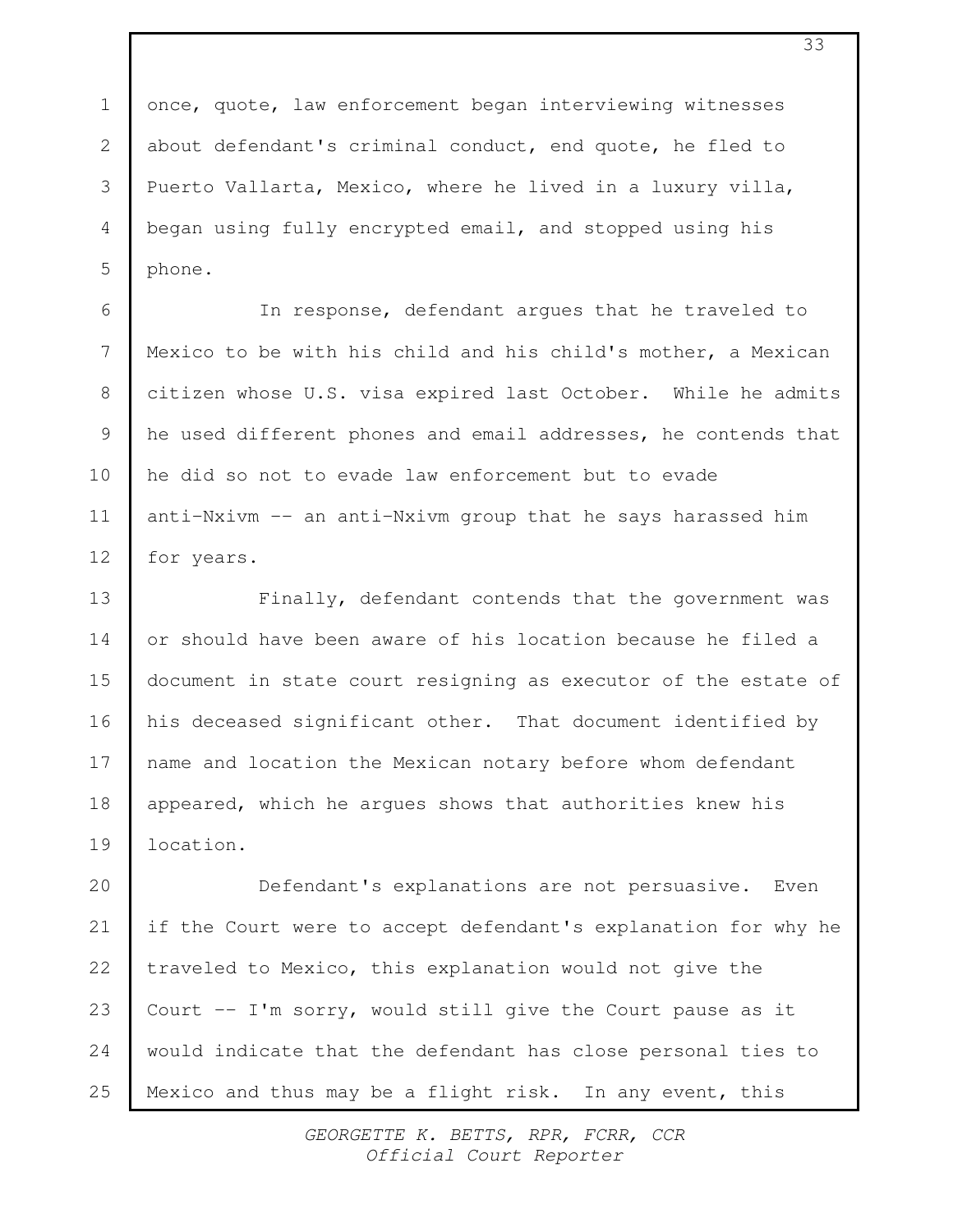once, quote, law enforcement began interviewing witnesses about defendant's criminal conduct, end quote, he fled to Puerto Vallarta, Mexico, where he lived in a luxury villa, began using fully encrypted email, and stopped using his phone.

In response, defendant argues that he traveled to Mexico to be with his child and his child's mother, a Mexican citizen whose U.S. visa expired last October. While he admits he used different phones and email addresses, he contends that he did so not to evade law enforcement but to evade anti-Nxivm -- an anti-Nxivm group that he says harassed him for years.

Finally, defendant contends that the government was or should have been aware of his location because he filed a document in state court resigning as executor of the estate of his deceased significant other. That document identified by name and location the Mexican notary before whom defendant appeared, which he argues shows that authorities knew his location.

Defendant's explanations are not persuasive. Even if the Court were to accept defendant's explanation for why he traveled to Mexico, this explanation would not give the Court -- I'm sorry, would still give the Court pause as it would indicate that the defendant has close personal ties to Mexico and thus may be a flight risk. In any event, this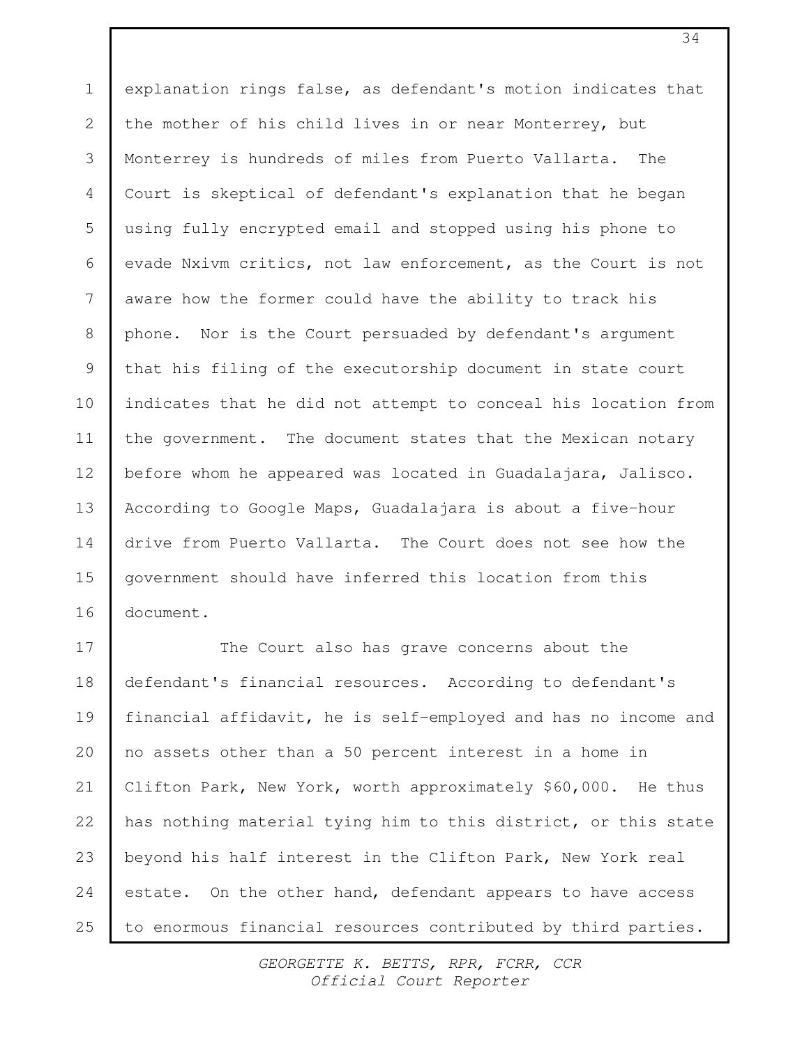explanation rings false, as defendant's motion indicates that the mother of his child lives in or near Monterrey, but Monterrey is hundreds of miles from Puerto Vallarta. The Court is skeptical of defendant's explanation that he began using fully encrypted email and stopped using his phone to evade Nxivm critics, not law enforcement, as the Court is not aware how the former could have the ability to track his phone. Nor is the Court persuaded by defendant's argument that his filing of the executorship document in state court indicates that he did not attempt to conceal his location from the government. The document states that the Mexican notary before whom he appeared was located in Guadalajara, Jalisco. According to Google Maps, Guadalajara is about a five-hour drive from Puerto Vallarta. The Court does not see how the government should have inferred this location from this document.

The Court also has grave concerns about the defendant's financial resources. According to defendant's financial affidavit, he is self-employed and has no income and no assets other than a 50 percent interest in a home in Clifton Park, New York, worth approximately $60,000. He thus has nothing material tying him to this district, or this state beyond his half interest in the Clifton Park, New York real estate. On the other hand, defendant appears to have access to enormous financial resources contributed by third parties.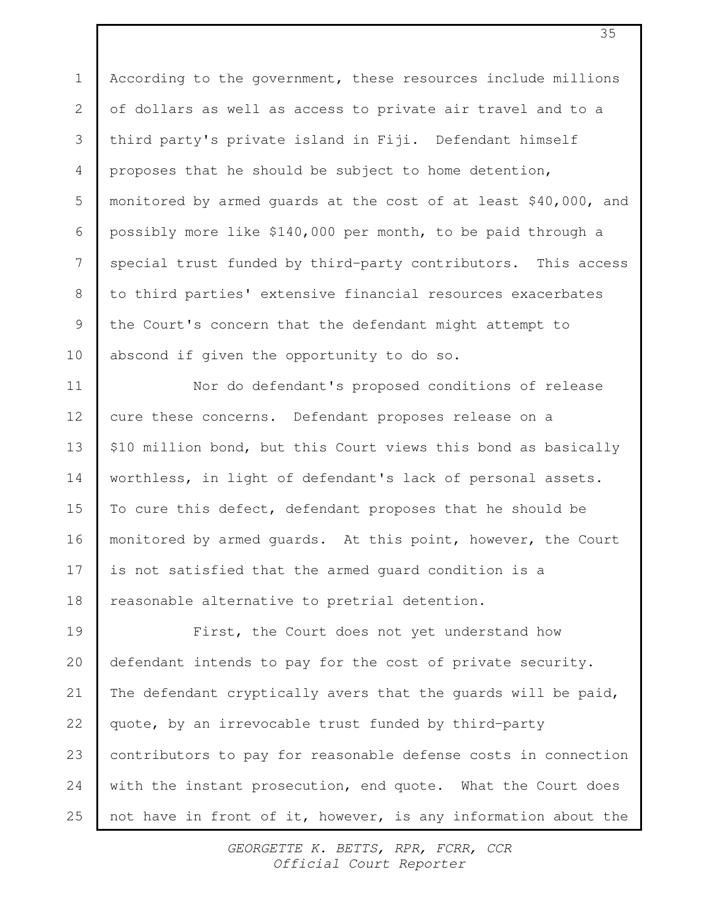According to the government, these resources include millions of dollars as well as access to private air travel and to a third party's private island in Fiji. Defendant himself proposes that he should be subject to home detention, monitored by armed guards at the cost of at least $40,000, and possibly more like $140,000 per month, to be paid through a special trust funded by third-party contributors. This access to third parties' extensive financial resources exacerbates the Court's concern that the defendant might attempt to abscond if given the opportunity to do so.

Nor do defendant's proposed conditions of release cure these concerns. Defendant proposes release on a $10 million bond, but this Court views this bond as basically worthless, in light of defendant's lack of personal assets. To cure this defect, defendant proposes that he should be monitored by armed guards. At this point, however, the Court is not satisfied that the armed guard condition is a reasonable alternative to pretrial detention.

First, the Court does not yet understand how defendant intends to pay for the cost of private security. The defendant cryptically avers that the guards will be paid, quote, by an irrevocable trust funded by third-party contributors to pay for reasonable defense costs in connection with the instant prosecution, end quote. What the Court does not have in front of it, however, is any information about the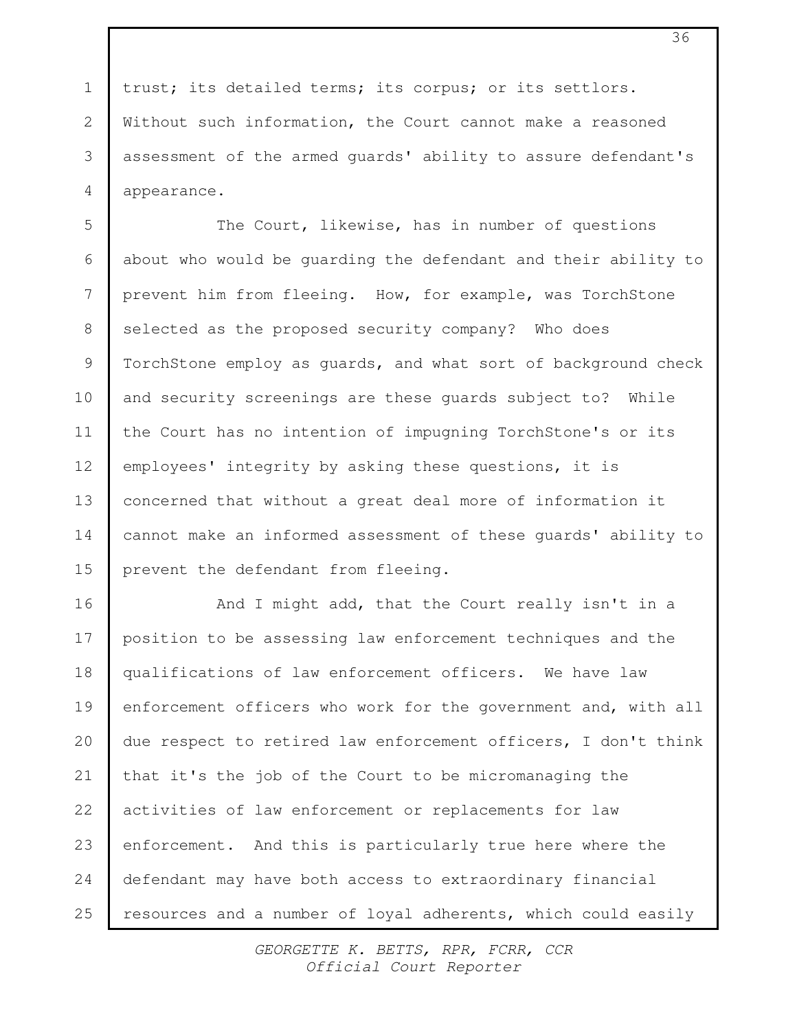trust; its detailed terms; its corpus; or its settlors. Without such information, the Court cannot make a reasoned assessment of the armed guards' ability to assure defendant's appearance.

The Court, likewise, has in number of questions about who would be guarding the defendant and their ability to prevent him from fleeing. How, for example, was TorchStone selected as the proposed security company? Who does TorchStone employ as guards, and what sort of background check and security screenings are these guards subject to? While the Court has no intention of impugning TorchStone's or its employees' integrity by asking these questions, it is concerned that without a great deal more of information it cannot make an informed assessment of these guards' ability to prevent the defendant from fleeing.

And I might add, that the Court really isn't in a position to be assessing law enforcement techniques and the qualifications of law enforcement officers. We have law enforcement officers who work for the government and, with all due respect to retired law enforcement officers, I don't think that it's the job of the Court to be micromanaging the activities of law enforcement or replacements for law enforcement. And this is particularly true here where the defendant may have both access to extraordinary financial resources and a number of loyal adherents, which could easily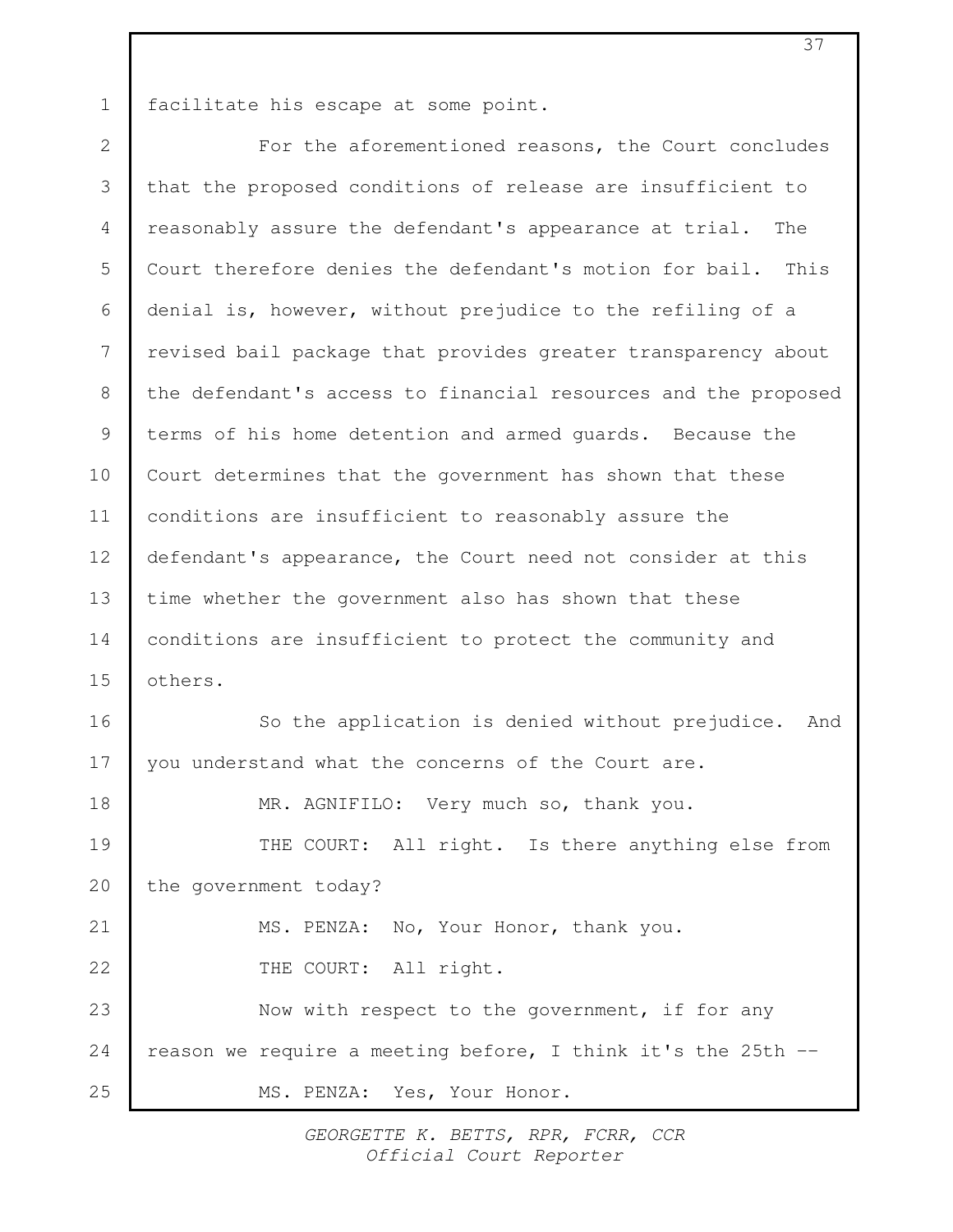facilitate his escape at some point.

For the aforementioned reasons, the Court concludes that the proposed conditions of release are insufficient to reasonably assure the defendant's appearance at trial. The Court therefore denies the defendant's motion for bail. This denial is, however, without prejudice to the refiling of a revised bail package that provides greater transparency about the defendant's access to financial resources and the proposed terms of his home detention and armed guards. Because the Court determines that the government has shown that these conditions are insufficient to reasonably assure the defendant's appearance, the Court need not consider at this time whether the government also has shown that these conditions are insufficient to protect the community and others.

So the application is denied without prejudice. And you understand what the concerns of the Court are.

MR. AGNIFILO: Very much so, thank you.

THE COURT: All right. Is there anything else from the government today?

MS. PENZA: No, Your Honor, thank you.

THE COURT: All right.

Now with respect to the government, if for any reason we require a meeting before, I think it's the 25th --

MS. PENZA: Yes, Your Honor.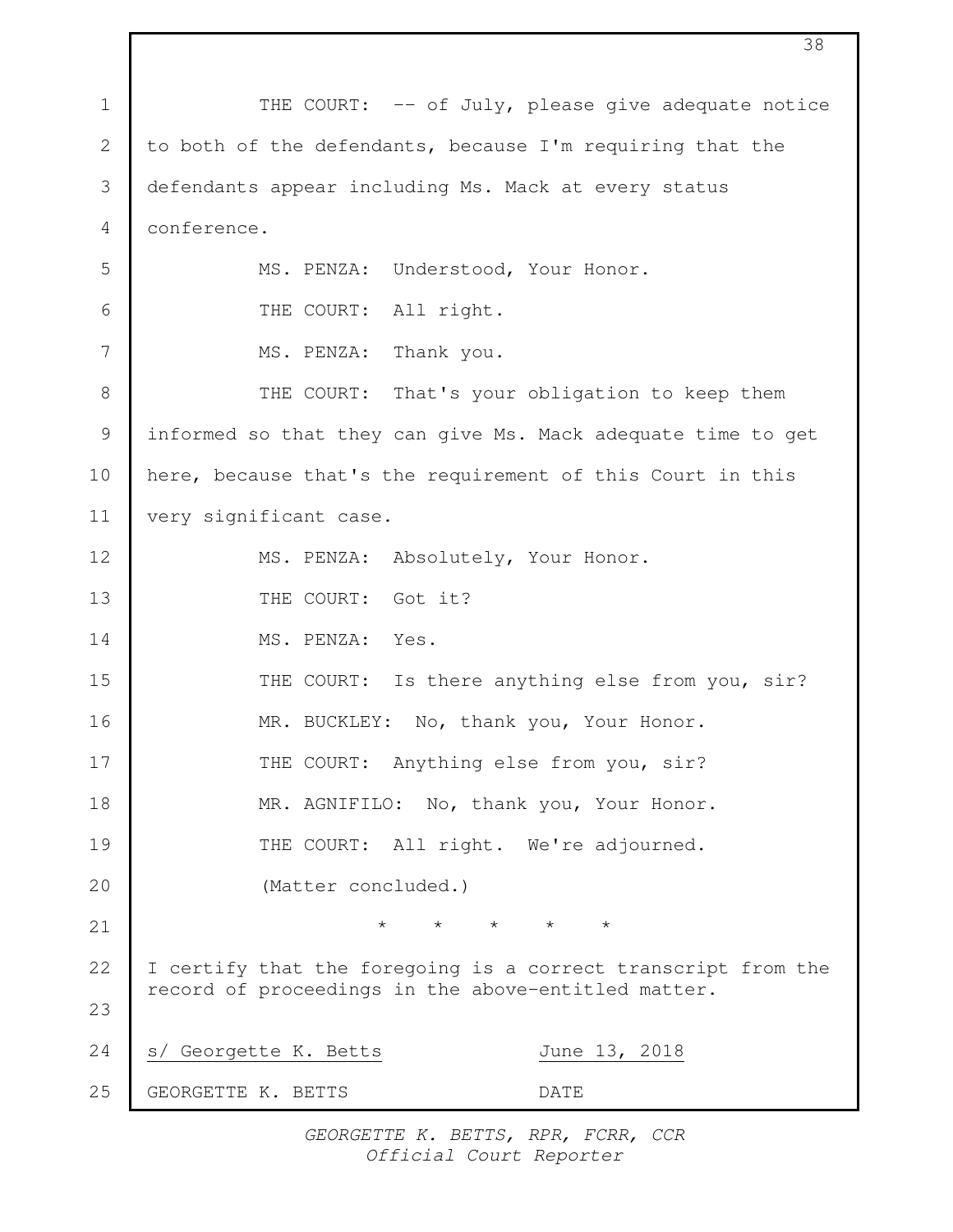THE COURT: -- of July, please give adequate notice to both of the defendants, because I'm requiring that the defendants appear including Ms. Mack at every status conference.

MS. PENZA: Understood, Your Honor.

THE COURT: All right.

MS. PENZA: Thank you.

THE COURT: That's your obligation to keep them informed so that they can give Ms. Mack adequate time to get here, because that's the requirement of this Court in this very significant case.

MS. PENZA: Absolutely, Your Honor.

THE COURT: Got it?

MS. PENZA: Yes.

THE COURT: Is there anything else from you, sir?

MR. BUCKLEY: No, thank you, Your Honor.

THE COURT: Anything else from you, sir?

MR. AGNIFILO: No, thank you, Your Honor.

THE COURT: All right. We're adjourned.

(Matter concluded.)

\* \* \* \* \*

I certify that the foregoing is a correct transcript from the record of proceedings in the above-entitled matter.

s/ Georgette K. Betts                June 13, 2018

GEORGETTE K. BETTS                DATE

*GEORGETTE K. BETTS, RPR, FCRR, CCR*
*Official Court Reporter*